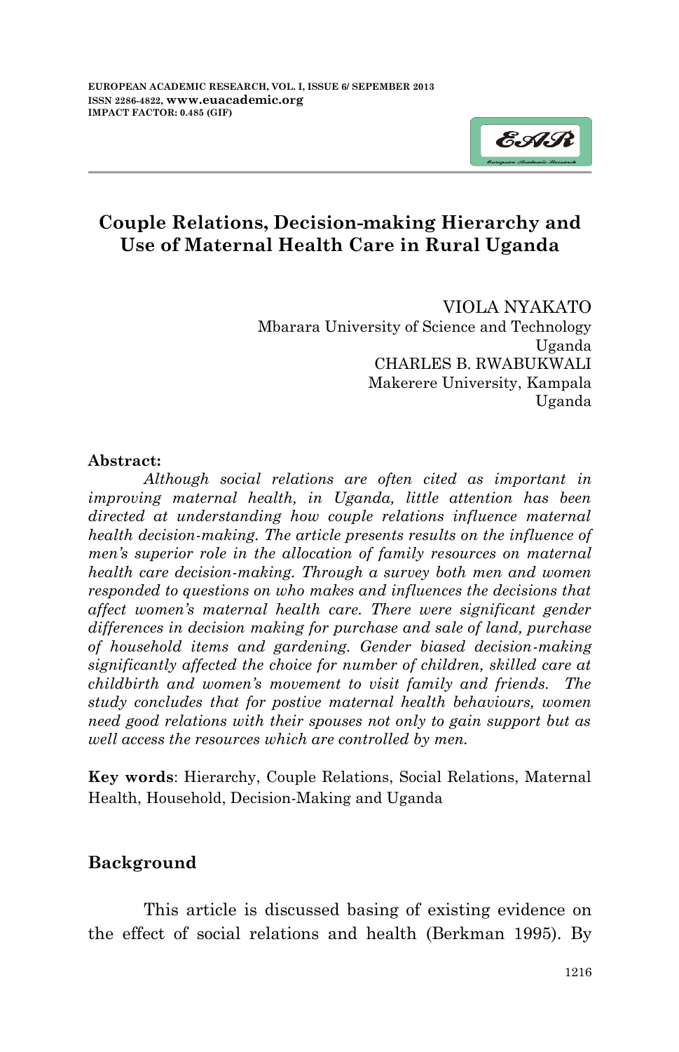# Couple Relations, Decision-making Hierarchy and Use of Maternal Health Care in Rural Uganda

VIOLA NYAKATO
Mbarara University of Science and Technology
Uganda
CHARLES B. RWABUKWALI
Makerere University, Kampala
Uganda

**Abstract:**

*Although social relations are often cited as important in improving maternal health, in Uganda, little attention has been directed at understanding how couple relations influence maternal health decision-making. The article presents results on the influence of men's superior role in the allocation of family resources on maternal health care decision-making. Through a survey both men and women responded to questions on who makes and influences the decisions that affect women's maternal health care. There were significant gender differences in decision making for purchase and sale of land, purchase of household items and gardening. Gender biased decision-making significantly affected the choice for number of children, skilled care at childbirth and women's movement to visit family and friends. The study concludes that for postive maternal health behaviours, women need good relations with their spouses not only to gain support but as well access the resources which are controlled by men.*

**Key words**: Hierarchy, Couple Relations, Social Relations, Maternal Health, Household, Decision-Making and Uganda

## Background

This article is discussed basing of existing evidence on the effect of social relations and health (Berkman 1995). By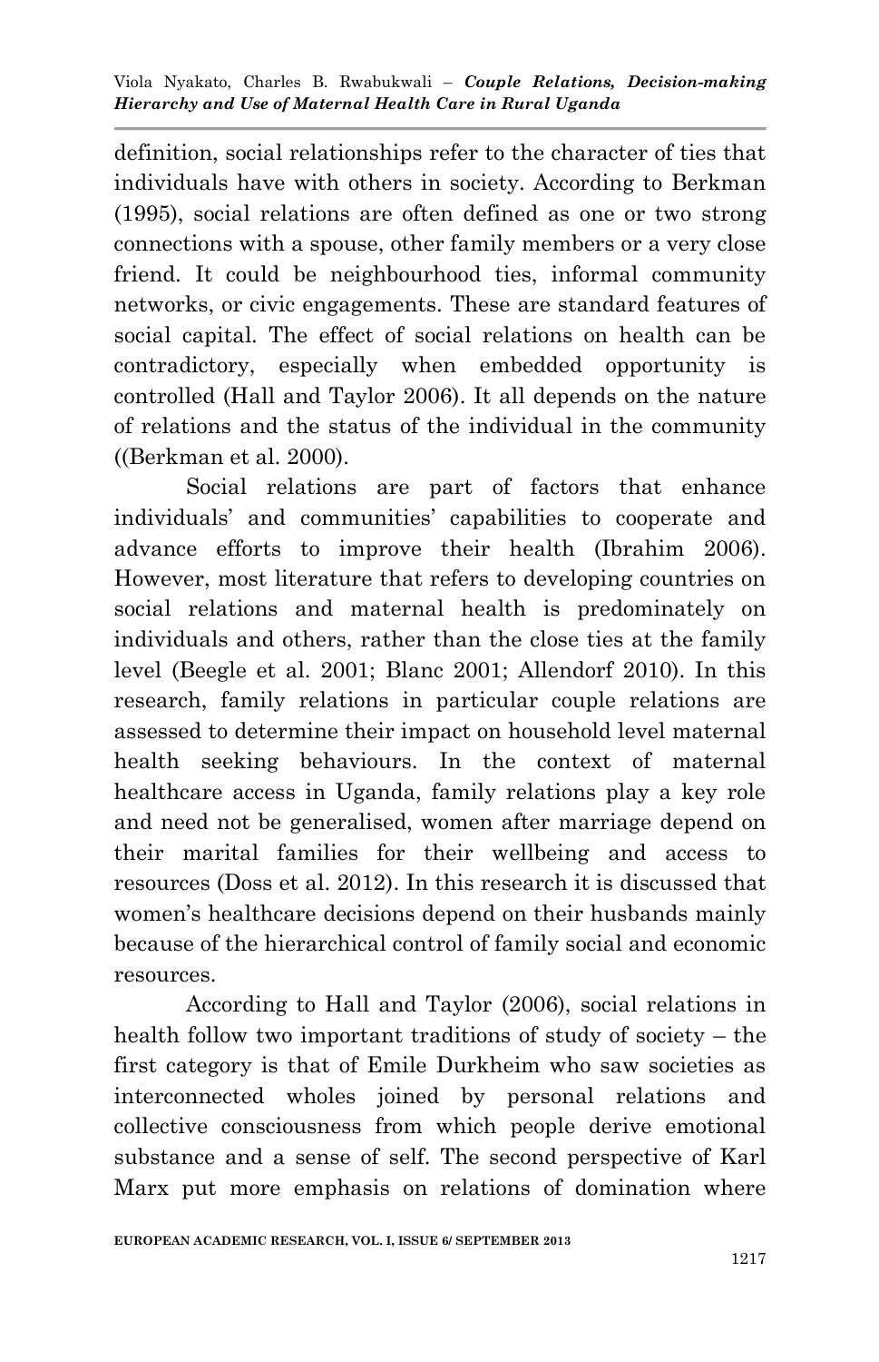definition, social relationships refer to the character of ties that individuals have with others in society. According to Berkman (1995), social relations are often defined as one or two strong connections with a spouse, other family members or a very close friend. It could be neighbourhood ties, informal community networks, or civic engagements. These are standard features of social capital. The effect of social relations on health can be contradictory, especially when embedded opportunity is controlled (Hall and Taylor 2006). It all depends on the nature of relations and the status of the individual in the community ((Berkman et al. 2000).

Social relations are part of factors that enhance individuals' and communities' capabilities to cooperate and advance efforts to improve their health (Ibrahim 2006). However, most literature that refers to developing countries on social relations and maternal health is predominately on individuals and others, rather than the close ties at the family level (Beegle et al. 2001; Blanc 2001; Allendorf 2010). In this research, family relations in particular couple relations are assessed to determine their impact on household level maternal health seeking behaviours. In the context of maternal healthcare access in Uganda, family relations play a key role and need not be generalised, women after marriage depend on their marital families for their wellbeing and access to resources (Doss et al. 2012). In this research it is discussed that women's healthcare decisions depend on their husbands mainly because of the hierarchical control of family social and economic resources.

According to Hall and Taylor (2006), social relations in health follow two important traditions of study of society – the first category is that of Emile Durkheim who saw societies as interconnected wholes joined by personal relations and collective consciousness from which people derive emotional substance and a sense of self. The second perspective of Karl Marx put more emphasis on relations of domination where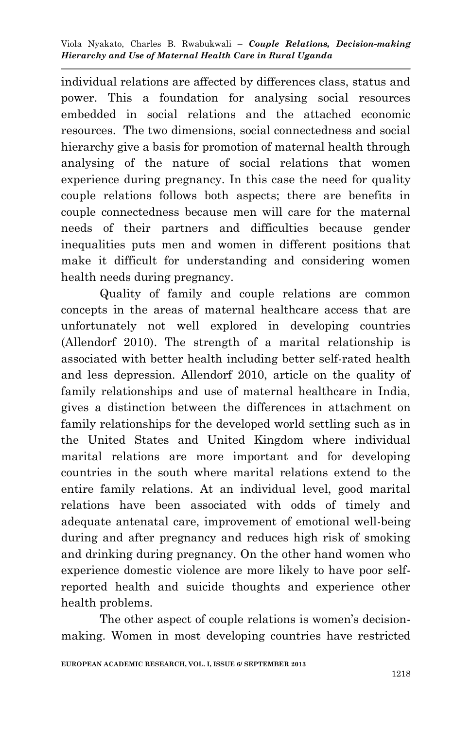individual relations are affected by differences class, status and power. This a foundation for analysing social resources embedded in social relations and the attached economic resources. The two dimensions, social connectedness and social hierarchy give a basis for promotion of maternal health through analysing of the nature of social relations that women experience during pregnancy. In this case the need for quality couple relations follows both aspects; there are benefits in couple connectedness because men will care for the maternal needs of their partners and difficulties because gender inequalities puts men and women in different positions that make it difficult for understanding and considering women health needs during pregnancy.

Quality of family and couple relations are common concepts in the areas of maternal healthcare access that are unfortunately not well explored in developing countries (Allendorf 2010). The strength of a marital relationship is associated with better health including better self-rated health and less depression. Allendorf 2010, article on the quality of family relationships and use of maternal healthcare in India, gives a distinction between the differences in attachment on family relationships for the developed world settling such as in the United States and United Kingdom where individual marital relations are more important and for developing countries in the south where marital relations extend to the entire family relations. At an individual level, good marital relations have been associated with odds of timely and adequate antenatal care, improvement of emotional well-being during and after pregnancy and reduces high risk of smoking and drinking during pregnancy. On the other hand women who experience domestic violence are more likely to have poor self-reported health and suicide thoughts and experience other health problems.

The other aspect of couple relations is women's decision-making. Women in most developing countries have restricted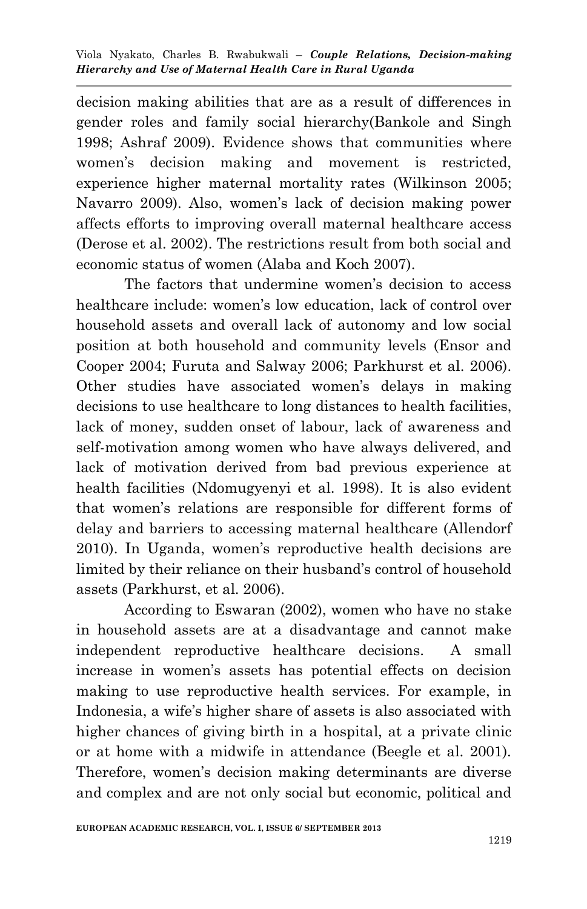decision making abilities that are as a result of differences in gender roles and family social hierarchy(Bankole and Singh 1998; Ashraf 2009). Evidence shows that communities where women's decision making and movement is restricted, experience higher maternal mortality rates (Wilkinson 2005; Navarro 2009). Also, women's lack of decision making power affects efforts to improving overall maternal healthcare access (Derose et al. 2002). The restrictions result from both social and economic status of women (Alaba and Koch 2007).

The factors that undermine women's decision to access healthcare include: women's low education, lack of control over household assets and overall lack of autonomy and low social position at both household and community levels (Ensor and Cooper 2004; Furuta and Salway 2006; Parkhurst et al. 2006). Other studies have associated women's delays in making decisions to use healthcare to long distances to health facilities, lack of money, sudden onset of labour, lack of awareness and self-motivation among women who have always delivered, and lack of motivation derived from bad previous experience at health facilities (Ndomugyenyi et al. 1998). It is also evident that women's relations are responsible for different forms of delay and barriers to accessing maternal healthcare (Allendorf 2010). In Uganda, women's reproductive health decisions are limited by their reliance on their husband's control of household assets (Parkhurst, et al. 2006).

According to Eswaran (2002), women who have no stake in household assets are at a disadvantage and cannot make independent reproductive healthcare decisions. A small increase in women's assets has potential effects on decision making to use reproductive health services. For example, in Indonesia, a wife's higher share of assets is also associated with higher chances of giving birth in a hospital, at a private clinic or at home with a midwife in attendance (Beegle et al. 2001). Therefore, women's decision making determinants are diverse and complex and are not only social but economic, political and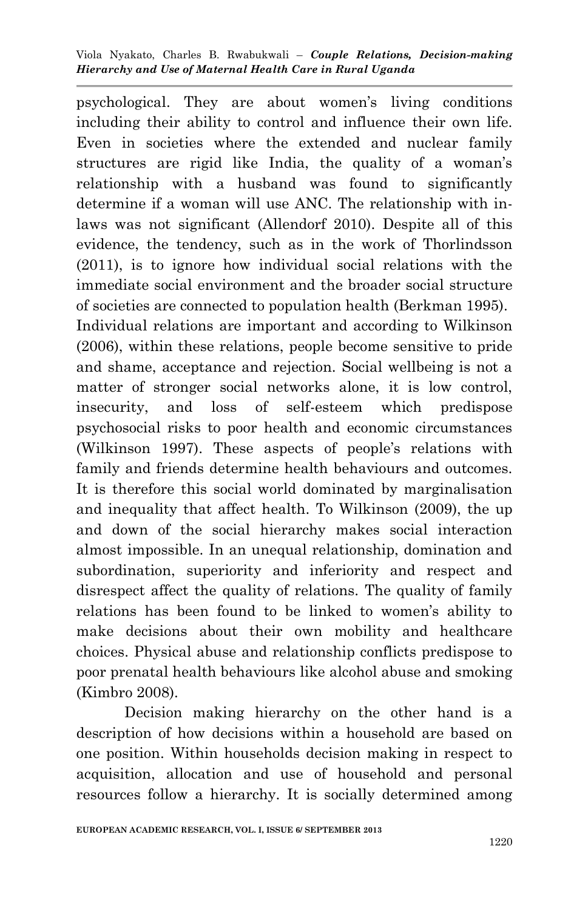psychological. They are about women's living conditions including their ability to control and influence their own life. Even in societies where the extended and nuclear family structures are rigid like India, the quality of a woman's relationship with a husband was found to significantly determine if a woman will use ANC. The relationship with in-laws was not significant (Allendorf 2010). Despite all of this evidence, the tendency, such as in the work of Thorlindsson (2011), is to ignore how individual social relations with the immediate social environment and the broader social structure of societies are connected to population health (Berkman 1995).

Individual relations are important and according to Wilkinson (2006), within these relations, people become sensitive to pride and shame, acceptance and rejection. Social wellbeing is not a matter of stronger social networks alone, it is low control, insecurity, and loss of self-esteem which predispose psychosocial risks to poor health and economic circumstances (Wilkinson 1997). These aspects of people's relations with family and friends determine health behaviours and outcomes. It is therefore this social world dominated by marginalisation and inequality that affect health. To Wilkinson (2009), the up and down of the social hierarchy makes social interaction almost impossible. In an unequal relationship, domination and subordination, superiority and inferiority and respect and disrespect affect the quality of relations. The quality of family relations has been found to be linked to women's ability to make decisions about their own mobility and healthcare choices. Physical abuse and relationship conflicts predispose to poor prenatal health behaviours like alcohol abuse and smoking (Kimbro 2008).

Decision making hierarchy on the other hand is a description of how decisions within a household are based on one position. Within households decision making in respect to acquisition, allocation and use of household and personal resources follow a hierarchy. It is socially determined among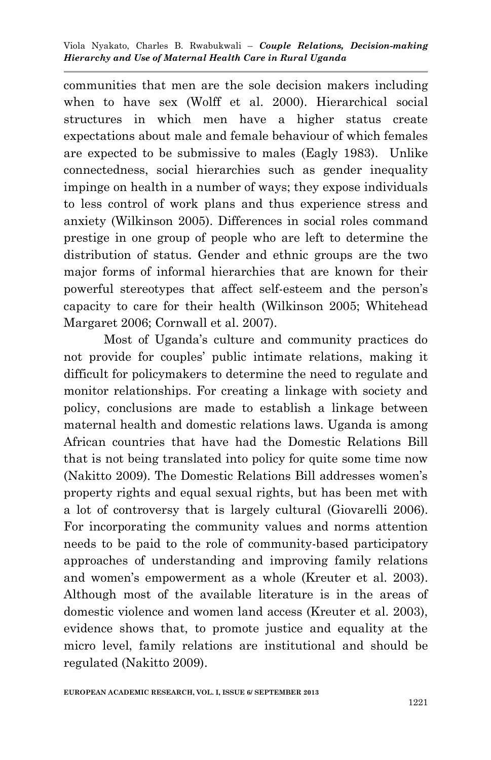communities that men are the sole decision makers including when to have sex (Wolff et al. 2000). Hierarchical social structures in which men have a higher status create expectations about male and female behaviour of which females are expected to be submissive to males (Eagly 1983). Unlike connectedness, social hierarchies such as gender inequality impinge on health in a number of ways; they expose individuals to less control of work plans and thus experience stress and anxiety (Wilkinson 2005). Differences in social roles command prestige in one group of people who are left to determine the distribution of status. Gender and ethnic groups are the two major forms of informal hierarchies that are known for their powerful stereotypes that affect self-esteem and the person's capacity to care for their health (Wilkinson 2005; Whitehead Margaret 2006; Cornwall et al. 2007).

Most of Uganda's culture and community practices do not provide for couples' public intimate relations, making it difficult for policymakers to determine the need to regulate and monitor relationships. For creating a linkage with society and policy, conclusions are made to establish a linkage between maternal health and domestic relations laws. Uganda is among African countries that have had the Domestic Relations Bill that is not being translated into policy for quite some time now (Nakitto 2009). The Domestic Relations Bill addresses women's property rights and equal sexual rights, but has been met with a lot of controversy that is largely cultural (Giovarelli 2006). For incorporating the community values and norms attention needs to be paid to the role of community-based participatory approaches of understanding and improving family relations and women's empowerment as a whole (Kreuter et al. 2003). Although most of the available literature is in the areas of domestic violence and women land access (Kreuter et al. 2003), evidence shows that, to promote justice and equality at the micro level, family relations are institutional and should be regulated (Nakitto 2009).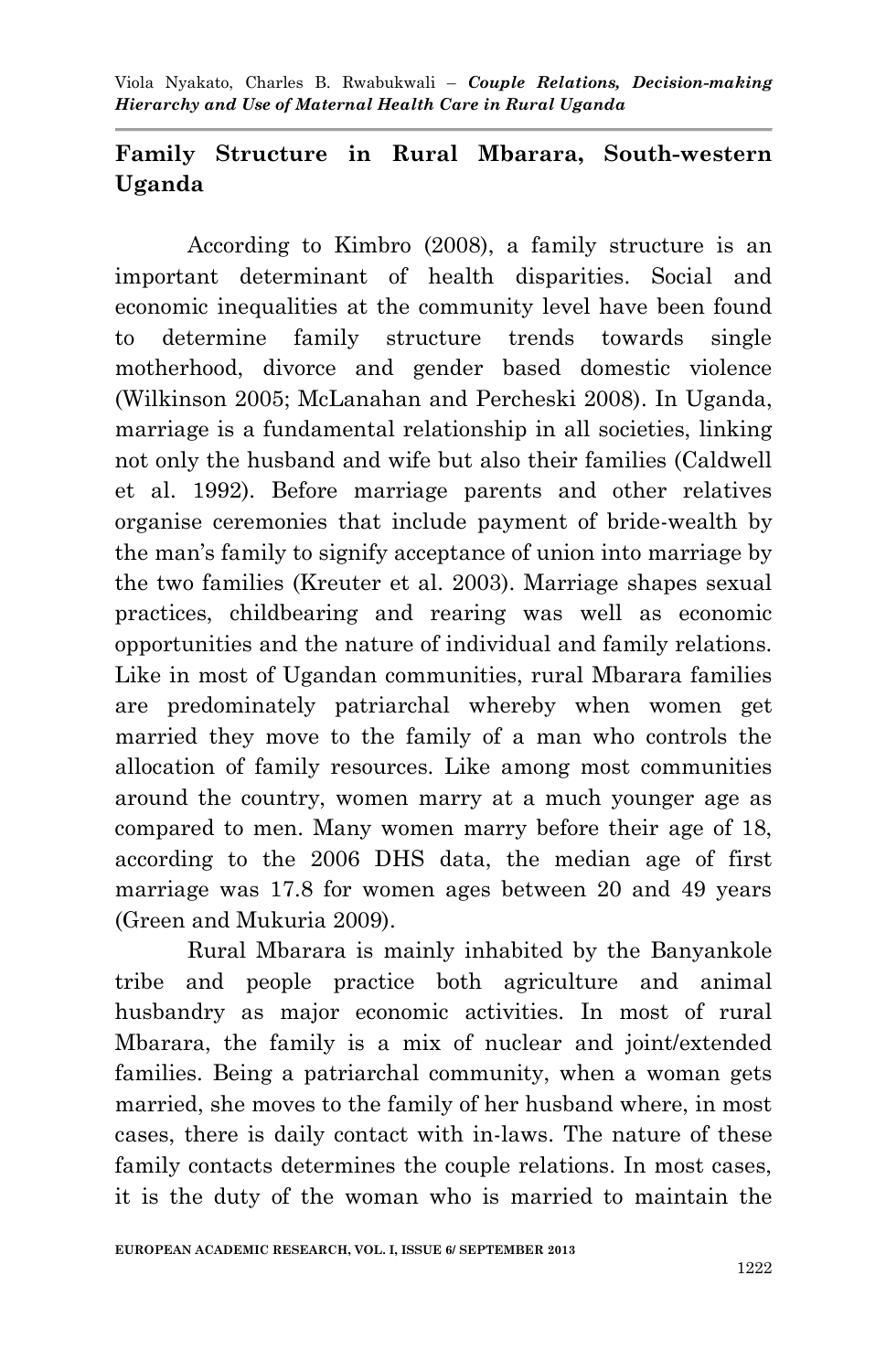## Family Structure in Rural Mbarara, South-western Uganda

According to Kimbro (2008), a family structure is an important determinant of health disparities. Social and economic inequalities at the community level have been found to determine family structure trends towards single motherhood, divorce and gender based domestic violence (Wilkinson 2005; McLanahan and Percheski 2008). In Uganda, marriage is a fundamental relationship in all societies, linking not only the husband and wife but also their families (Caldwell et al. 1992). Before marriage parents and other relatives organise ceremonies that include payment of bride-wealth by the man's family to signify acceptance of union into marriage by the two families (Kreuter et al. 2003). Marriage shapes sexual practices, childbearing and rearing was well as economic opportunities and the nature of individual and family relations. Like in most of Ugandan communities, rural Mbarara families are predominately patriarchal whereby when women get married they move to the family of a man who controls the allocation of family resources. Like among most communities around the country, women marry at a much younger age as compared to men. Many women marry before their age of 18, according to the 2006 DHS data, the median age of first marriage was 17.8 for women ages between 20 and 49 years (Green and Mukuria 2009).

Rural Mbarara is mainly inhabited by the Banyankole tribe and people practice both agriculture and animal husbandry as major economic activities. In most of rural Mbarara, the family is a mix of nuclear and joint/extended families. Being a patriarchal community, when a woman gets married, she moves to the family of her husband where, in most cases, there is daily contact with in-laws. The nature of these family contacts determines the couple relations. In most cases, it is the duty of the woman who is married to maintain the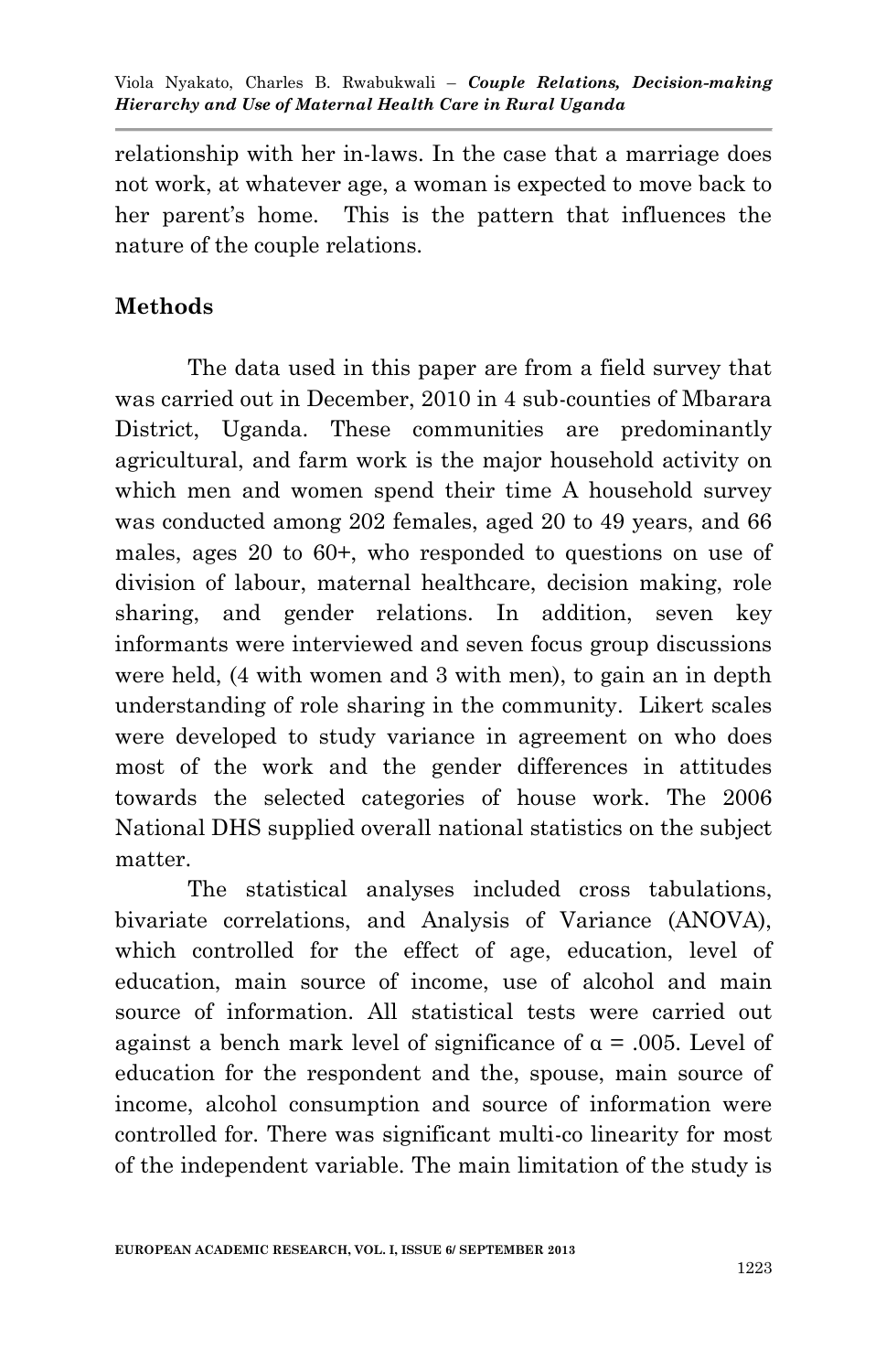relationship with her in-laws. In the case that a marriage does not work, at whatever age, a woman is expected to move back to her parent's home. This is the pattern that influences the nature of the couple relations.

## Methods

The data used in this paper are from a field survey that was carried out in December, 2010 in 4 sub-counties of Mbarara District, Uganda. These communities are predominantly agricultural, and farm work is the major household activity on which men and women spend their time A household survey was conducted among 202 females, aged 20 to 49 years, and 66 males, ages 20 to 60+, who responded to questions on use of division of labour, maternal healthcare, decision making, role sharing, and gender relations. In addition, seven key informants were interviewed and seven focus group discussions were held, (4 with women and 3 with men), to gain an in depth understanding of role sharing in the community. Likert scales were developed to study variance in agreement on who does most of the work and the gender differences in attitudes towards the selected categories of house work. The 2006 National DHS supplied overall national statistics on the subject matter.

The statistical analyses included cross tabulations, bivariate correlations, and Analysis of Variance (ANOVA), which controlled for the effect of age, education, level of education, main source of income, use of alcohol and main source of information. All statistical tests were carried out against a bench mark level of significance of $\alpha = .005$. Level of education for the respondent and the, spouse, main source of income, alcohol consumption and source of information were controlled for. There was significant multi-co linearity for most of the independent variable. The main limitation of the study is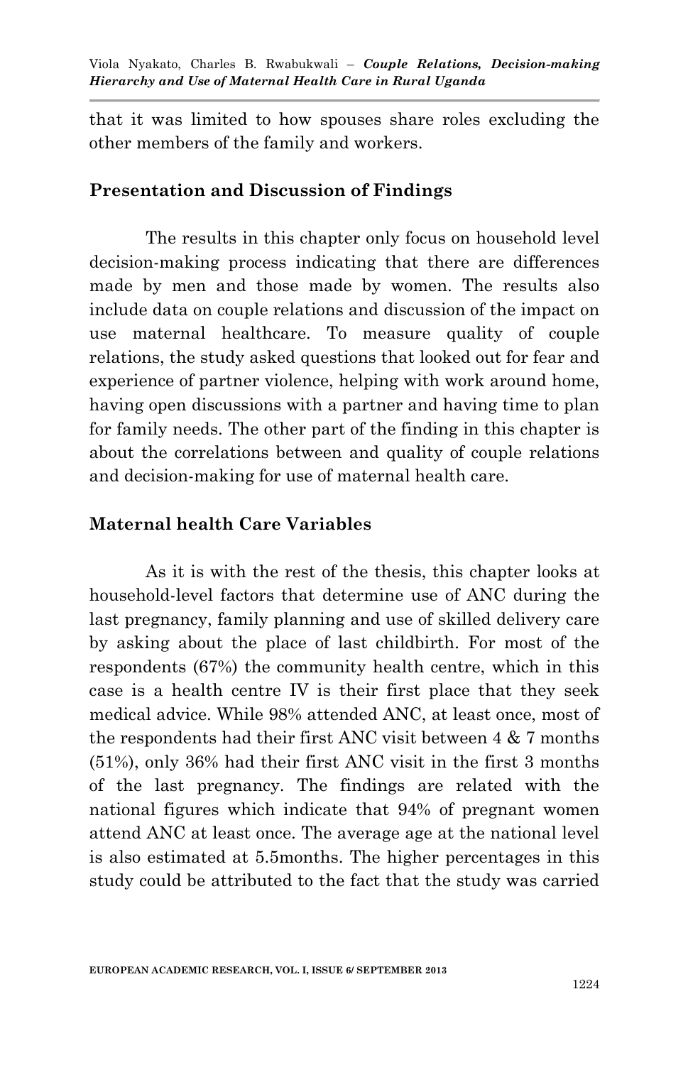that it was limited to how spouses share roles excluding the other members of the family and workers.

## Presentation and Discussion of Findings

The results in this chapter only focus on household level decision-making process indicating that there are differences made by men and those made by women. The results also include data on couple relations and discussion of the impact on use maternal healthcare. To measure quality of couple relations, the study asked questions that looked out for fear and experience of partner violence, helping with work around home, having open discussions with a partner and having time to plan for family needs. The other part of the finding in this chapter is about the correlations between and quality of couple relations and decision-making for use of maternal health care.

## Maternal health Care Variables

As it is with the rest of the thesis, this chapter looks at household-level factors that determine use of ANC during the last pregnancy, family planning and use of skilled delivery care by asking about the place of last childbirth. For most of the respondents (67%) the community health centre, which in this case is a health centre IV is their first place that they seek medical advice. While 98% attended ANC, at least once, most of the respondents had their first ANC visit between 4 & 7 months (51%), only 36% had their first ANC visit in the first 3 months of the last pregnancy. The findings are related with the national figures which indicate that 94% of pregnant women attend ANC at least once. The average age at the national level is also estimated at 5.5months. The higher percentages in this study could be attributed to the fact that the study was carried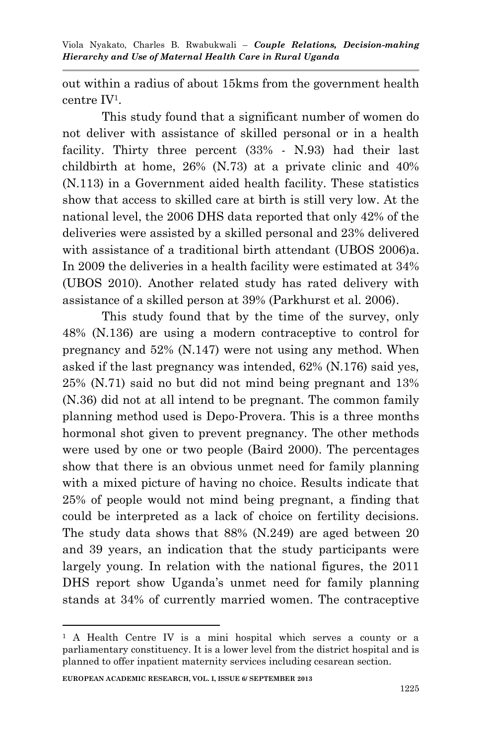out within a radius of about 15kms from the government health centre IV[1].

This study found that a significant number of women do not deliver with assistance of skilled personal or in a health facility. Thirty three percent (33% - N.93) had their last childbirth at home, 26% (N.73) at a private clinic and 40% (N.113) in a Government aided health facility. These statistics show that access to skilled care at birth is still very low. At the national level, the 2006 DHS data reported that only 42% of the deliveries were assisted by a skilled personal and 23% delivered with assistance of a traditional birth attendant (UBOS 2006)a. In 2009 the deliveries in a health facility were estimated at 34% (UBOS 2010). Another related study has rated delivery with assistance of a skilled person at 39% (Parkhurst et al. 2006).

This study found that by the time of the survey, only 48% (N.136) are using a modern contraceptive to control for pregnancy and 52% (N.147) were not using any method. When asked if the last pregnancy was intended, 62% (N.176) said yes, 25% (N.71) said no but did not mind being pregnant and 13% (N.36) did not at all intend to be pregnant. The common family planning method used is Depo-Provera. This is a three months hormonal shot given to prevent pregnancy. The other methods were used by one or two people (Baird 2000). The percentages show that there is an obvious unmet need for family planning with a mixed picture of having no choice. Results indicate that 25% of people would not mind being pregnant, a finding that could be interpreted as a lack of choice on fertility decisions. The study data shows that 88% (N.249) are aged between 20 and 39 years, an indication that the study participants were largely young. In relation with the national figures, the 2011 DHS report show Uganda's unmet need for family planning stands at 34% of currently married women. The contraceptive

---

[1] A Health Centre IV is a mini hospital which serves a county or a parliamentary constituency. It is a lower level from the district hospital and is planned to offer inpatient maternity services including cesarean section.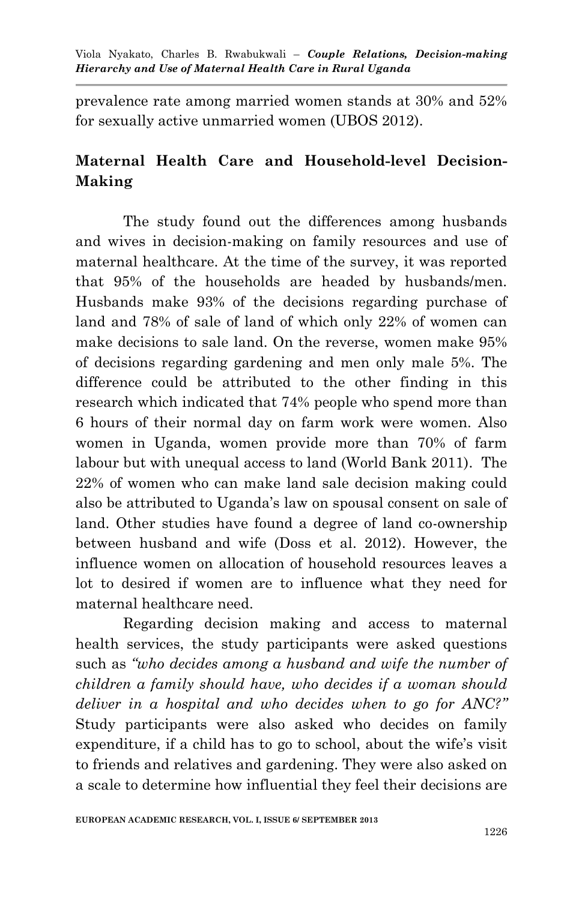prevalence rate among married women stands at 30% and 52% for sexually active unmarried women (UBOS 2012).

## Maternal Health Care and Household-level Decision-Making

The study found out the differences among husbands and wives in decision-making on family resources and use of maternal healthcare. At the time of the survey, it was reported that 95% of the households are headed by husbands/men. Husbands make 93% of the decisions regarding purchase of land and 78% of sale of land of which only 22% of women can make decisions to sale land. On the reverse, women make 95% of decisions regarding gardening and men only male 5%. The difference could be attributed to the other finding in this research which indicated that 74% people who spend more than 6 hours of their normal day on farm work were women. Also women in Uganda, women provide more than 70% of farm labour but with unequal access to land (World Bank 2011). The 22% of women who can make land sale decision making could also be attributed to Uganda's law on spousal consent on sale of land. Other studies have found a degree of land co-ownership between husband and wife (Doss et al. 2012). However, the influence women on allocation of household resources leaves a lot to desired if women are to influence what they need for maternal healthcare need.

Regarding decision making and access to maternal health services, the study participants were asked questions such as *"who decides among a husband and wife the number of children a family should have, who decides if a woman should deliver in a hospital and who decides when to go for ANC?"* Study participants were also asked who decides on family expenditure, if a child has to go to school, about the wife's visit to friends and relatives and gardening. They were also asked on a scale to determine how influential they feel their decisions are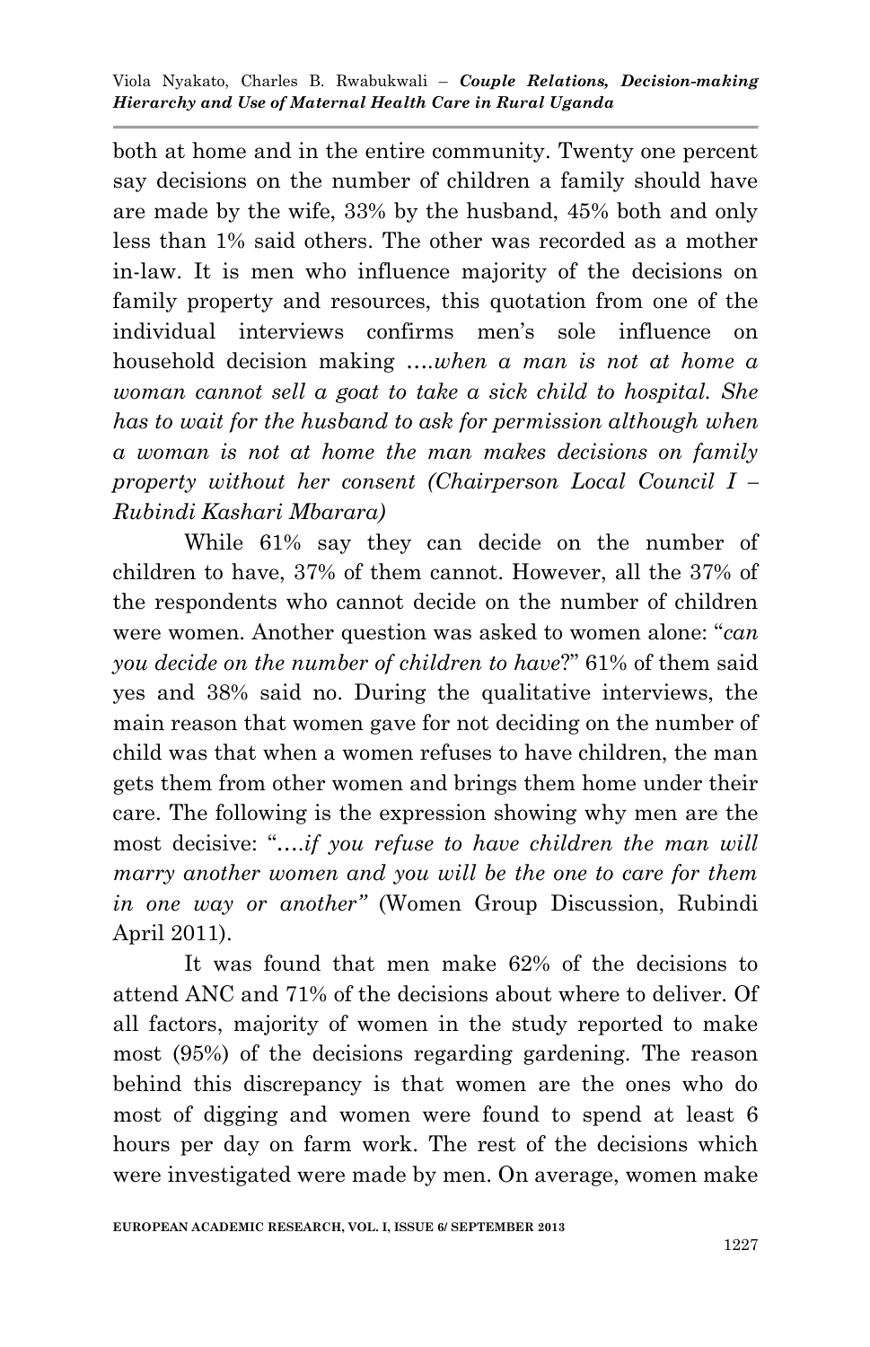both at home and in the entire community. Twenty one percent say decisions on the number of children a family should have are made by the wife, 33% by the husband, 45% both and only less than 1% said others. The other was recorded as a mother in-law. It is men who influence majority of the decisions on family property and resources, this quotation from one of the individual interviews confirms men's sole influence on household decision making *….when a man is not at home a woman cannot sell a goat to take a sick child to hospital. She has to wait for the husband to ask for permission although when a woman is not at home the man makes decisions on family property without her consent (Chairperson Local Council I – Rubindi Kashari Mbarara)*

While 61% say they can decide on the number of children to have, 37% of them cannot. However, all the 37% of the respondents who cannot decide on the number of children were women. Another question was asked to women alone: "*can you decide on the number of children to have*?" 61% of them said yes and 38% said no. During the qualitative interviews, the main reason that women gave for not deciding on the number of child was that when a women refuses to have children, the man gets them from other women and brings them home under their care. The following is the expression showing why men are the most decisive: "*….if you refuse to have children the man will marry another women and you will be the one to care for them in one way or another"* (Women Group Discussion, Rubindi April 2011).

It was found that men make 62% of the decisions to attend ANC and 71% of the decisions about where to deliver. Of all factors, majority of women in the study reported to make most (95%) of the decisions regarding gardening. The reason behind this discrepancy is that women are the ones who do most of digging and women were found to spend at least 6 hours per day on farm work. The rest of the decisions which were investigated were made by men. On average, women make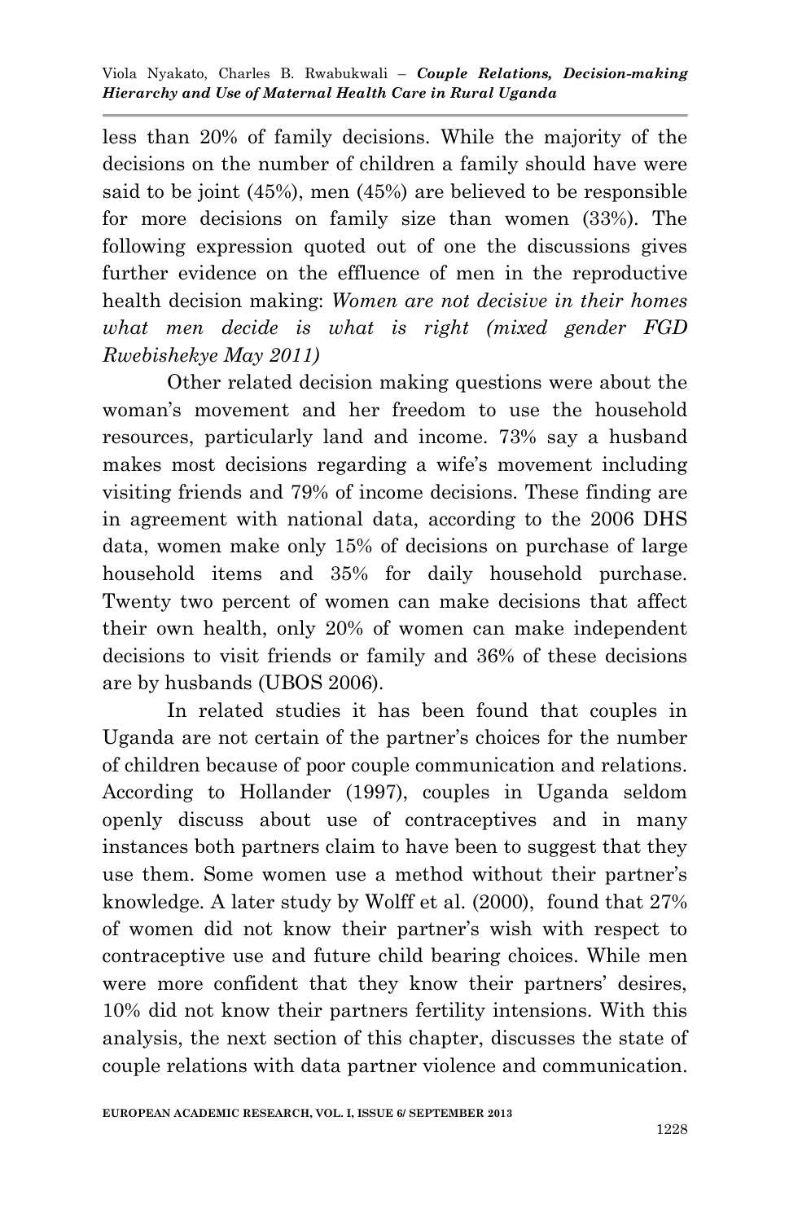less than 20% of family decisions. While the majority of the decisions on the number of children a family should have were said to be joint (45%), men (45%) are believed to be responsible for more decisions on family size than women (33%). The following expression quoted out of one the discussions gives further evidence on the effluence of men in the reproductive health decision making: *Women are not decisive in their homes what men decide is what is right (mixed gender FGD Rwebishekye May 2011)*

Other related decision making questions were about the woman's movement and her freedom to use the household resources, particularly land and income. 73% say a husband makes most decisions regarding a wife's movement including visiting friends and 79% of income decisions. These finding are in agreement with national data, according to the 2006 DHS data, women make only 15% of decisions on purchase of large household items and 35% for daily household purchase. Twenty two percent of women can make decisions that affect their own health, only 20% of women can make independent decisions to visit friends or family and 36% of these decisions are by husbands (UBOS 2006).

In related studies it has been found that couples in Uganda are not certain of the partner's choices for the number of children because of poor couple communication and relations. According to Hollander (1997), couples in Uganda seldom openly discuss about use of contraceptives and in many instances both partners claim to have been to suggest that they use them. Some women use a method without their partner's knowledge. A later study by Wolff et al. (2000), found that 27% of women did not know their partner's wish with respect to contraceptive use and future child bearing choices. While men were more confident that they know their partners' desires, 10% did not know their partners fertility intensions. With this analysis, the next section of this chapter, discusses the state of couple relations with data partner violence and communication.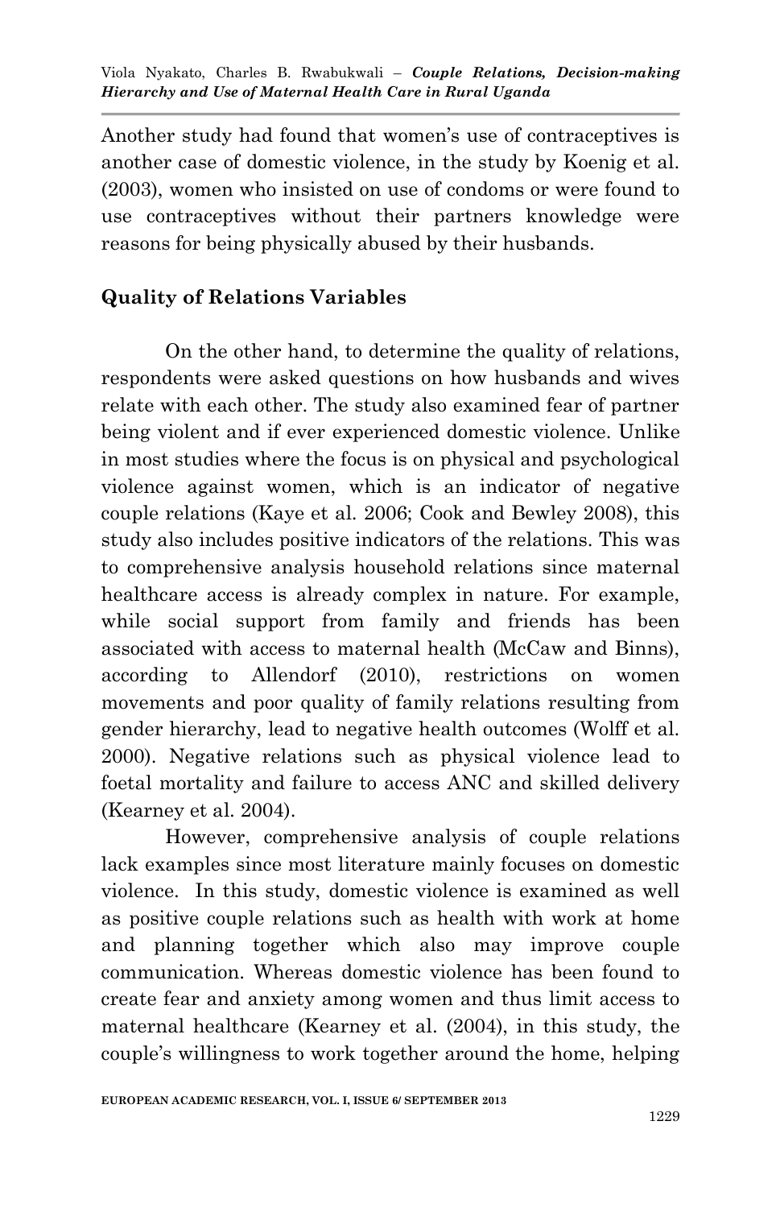Another study had found that women's use of contraceptives is another case of domestic violence, in the study by Koenig et al. (2003), women who insisted on use of condoms or were found to use contraceptives without their partners knowledge were reasons for being physically abused by their husbands.

## Quality of Relations Variables

On the other hand, to determine the quality of relations, respondents were asked questions on how husbands and wives relate with each other. The study also examined fear of partner being violent and if ever experienced domestic violence. Unlike in most studies where the focus is on physical and psychological violence against women, which is an indicator of negative couple relations (Kaye et al. 2006; Cook and Bewley 2008), this study also includes positive indicators of the relations. This was to comprehensive analysis household relations since maternal healthcare access is already complex in nature. For example, while social support from family and friends has been associated with access to maternal health (McCaw and Binns), according to Allendorf (2010), restrictions on women movements and poor quality of family relations resulting from gender hierarchy, lead to negative health outcomes (Wolff et al. 2000). Negative relations such as physical violence lead to foetal mortality and failure to access ANC and skilled delivery (Kearney et al. 2004).

However, comprehensive analysis of couple relations lack examples since most literature mainly focuses on domestic violence. In this study, domestic violence is examined as well as positive couple relations such as health with work at home and planning together which also may improve couple communication. Whereas domestic violence has been found to create fear and anxiety among women and thus limit access to maternal healthcare (Kearney et al. (2004), in this study, the couple's willingness to work together around the home, helping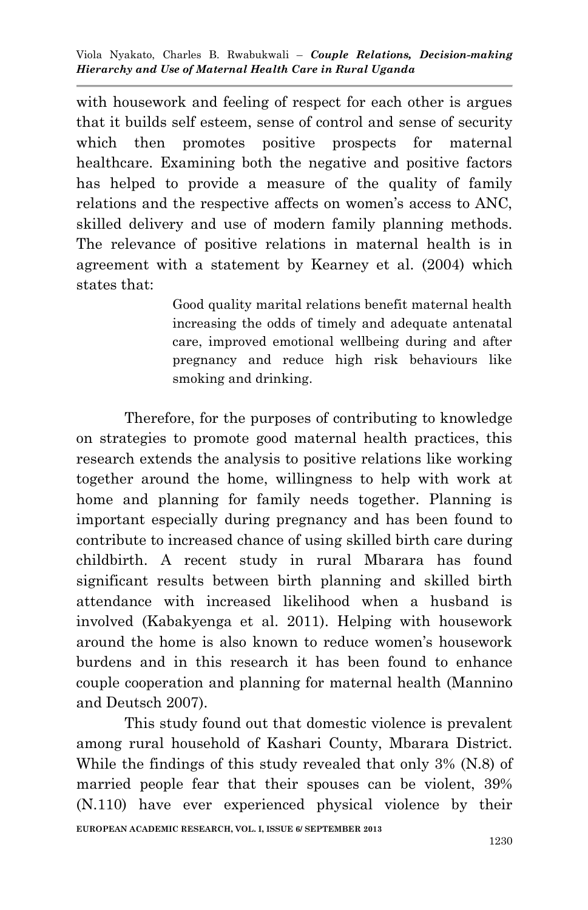with housework and feeling of respect for each other is argues that it builds self esteem, sense of control and sense of security which then promotes positive prospects for maternal healthcare. Examining both the negative and positive factors has helped to provide a measure of the quality of family relations and the respective affects on women's access to ANC, skilled delivery and use of modern family planning methods. The relevance of positive relations in maternal health is in agreement with a statement by Kearney et al. (2004) which states that:

> Good quality marital relations benefit maternal health increasing the odds of timely and adequate antenatal care, improved emotional wellbeing during and after pregnancy and reduce high risk behaviours like smoking and drinking.

Therefore, for the purposes of contributing to knowledge on strategies to promote good maternal health practices, this research extends the analysis to positive relations like working together around the home, willingness to help with work at home and planning for family needs together. Planning is important especially during pregnancy and has been found to contribute to increased chance of using skilled birth care during childbirth. A recent study in rural Mbarara has found significant results between birth planning and skilled birth attendance with increased likelihood when a husband is involved (Kabakyenga et al. 2011). Helping with housework around the home is also known to reduce women's housework burdens and in this research it has been found to enhance couple cooperation and planning for maternal health (Mannino and Deutsch 2007).

This study found out that domestic violence is prevalent among rural household of Kashari County, Mbarara District. While the findings of this study revealed that only 3% (N.8) of married people fear that their spouses can be violent, 39% (N.110) have ever experienced physical violence by their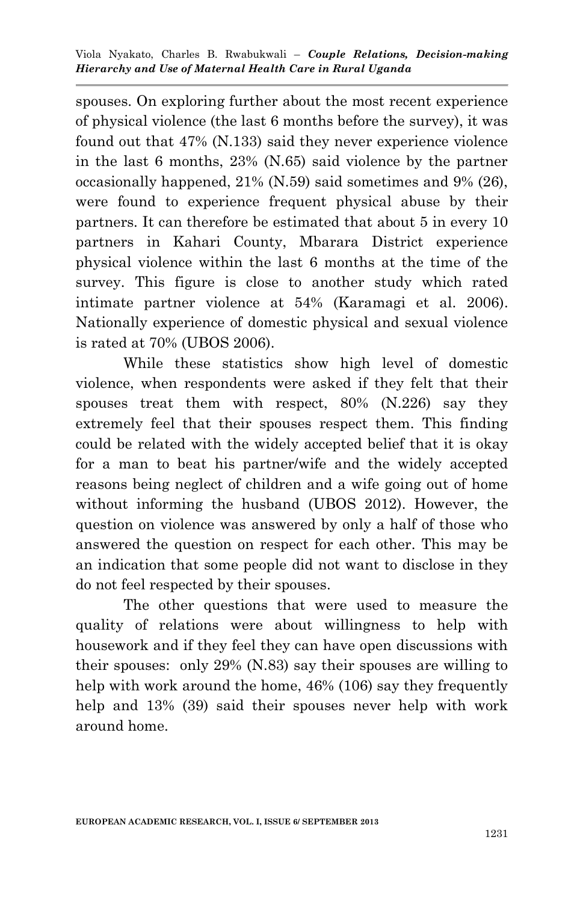spouses. On exploring further about the most recent experience of physical violence (the last 6 months before the survey), it was found out that 47% (N.133) said they never experience violence in the last 6 months, 23% (N.65) said violence by the partner occasionally happened, 21% (N.59) said sometimes and 9% (26), were found to experience frequent physical abuse by their partners. It can therefore be estimated that about 5 in every 10 partners in Kahari County, Mbarara District experience physical violence within the last 6 months at the time of the survey. This figure is close to another study which rated intimate partner violence at 54% (Karamagi et al. 2006). Nationally experience of domestic physical and sexual violence is rated at 70% (UBOS 2006).

While these statistics show high level of domestic violence, when respondents were asked if they felt that their spouses treat them with respect, 80% (N.226) say they extremely feel that their spouses respect them. This finding could be related with the widely accepted belief that it is okay for a man to beat his partner/wife and the widely accepted reasons being neglect of children and a wife going out of home without informing the husband (UBOS 2012). However, the question on violence was answered by only a half of those who answered the question on respect for each other. This may be an indication that some people did not want to disclose in they do not feel respected by their spouses.

The other questions that were used to measure the quality of relations were about willingness to help with housework and if they feel they can have open discussions with their spouses: only 29% (N.83) say their spouses are willing to help with work around the home, 46% (106) say they frequently help and 13% (39) said their spouses never help with work around home.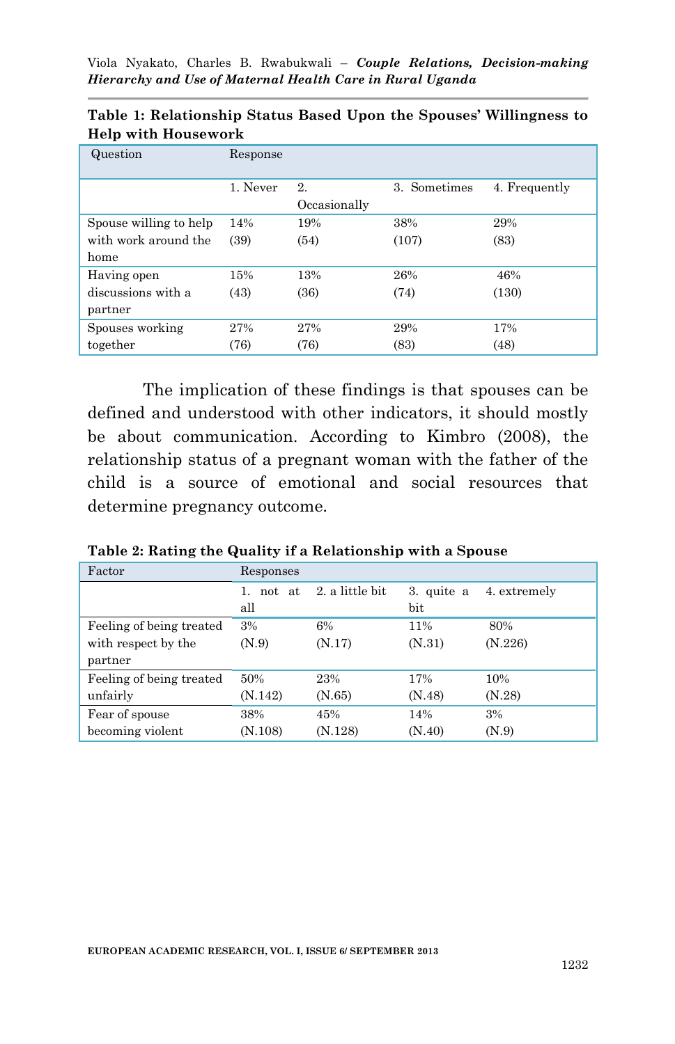**Table 1: Relationship Status Based Upon the Spouses' Willingness to Help with Housework**

| Question | Response | | | |
|---|---|---|---|---|
| | 1. Never | 2. Occasionally | 3. Sometimes | 4. Frequently |
| Spouse willing to help with work around the home | 14% (39) | 19% (54) | 38% (107) | 29% (83) |
| Having open discussions with a partner | 15% (43) | 13% (36) | 26% (74) | 46% (130) |
| Spouses working together | 27% (76) | 27% (76) | 29% (83) | 17% (48) |

The implication of these findings is that spouses can be defined and understood with other indicators, it should mostly be about communication. According to Kimbro (2008), the relationship status of a pregnant woman with the father of the child is a source of emotional and social resources that determine pregnancy outcome.

**Table 2: Rating the Quality if a Relationship with a Spouse**

| Factor | Responses | | | |
|---|---|---|---|---|
| | 1. not at all | 2. a little bit | 3. quite a bit | 4. extremely |
| Feeling of being treated with respect by the partner | 3% (N.9) | 6% (N.17) | 11% (N.31) | 80% (N.226) |
| Feeling of being treated unfairly | 50% (N.142) | 23% (N.65) | 17% (N.48) | 10% (N.28) |
| Fear of spouse becoming violent | 38% (N.108) | 45% (N.128) | 14% (N.40) | 3% (N.9) |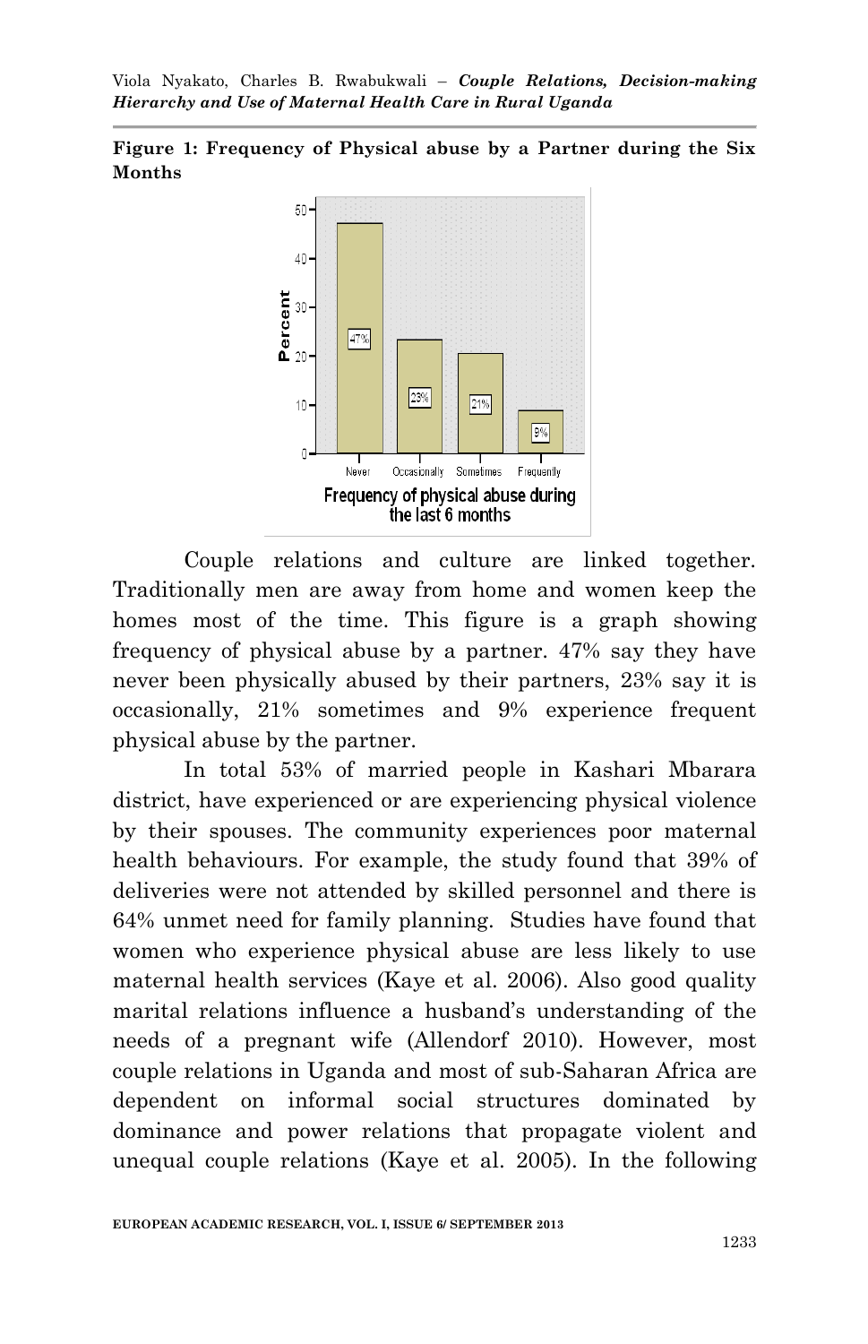**Figure 1: Frequency of Physical abuse by a Partner during the Six Months**

Couple relations and culture are linked together. Traditionally men are away from home and women keep the homes most of the time. This figure is a graph showing frequency of physical abuse by a partner. 47% say they have never been physically abused by their partners, 23% say it is occasionally, 21% sometimes and 9% experience frequent physical abuse by the partner.

In total 53% of married people in Kashari Mbarara district, have experienced or are experiencing physical violence by their spouses. The community experiences poor maternal health behaviours. For example, the study found that 39% of deliveries were not attended by skilled personnel and there is 64% unmet need for family planning. Studies have found that women who experience physical abuse are less likely to use maternal health services (Kaye et al. 2006). Also good quality marital relations influence a husband's understanding of the needs of a pregnant wife (Allendorf 2010). However, most couple relations in Uganda and most of sub-Saharan Africa are dependent on informal social structures dominated by dominance and power relations that propagate violent and unequal couple relations (Kaye et al. 2005). In the following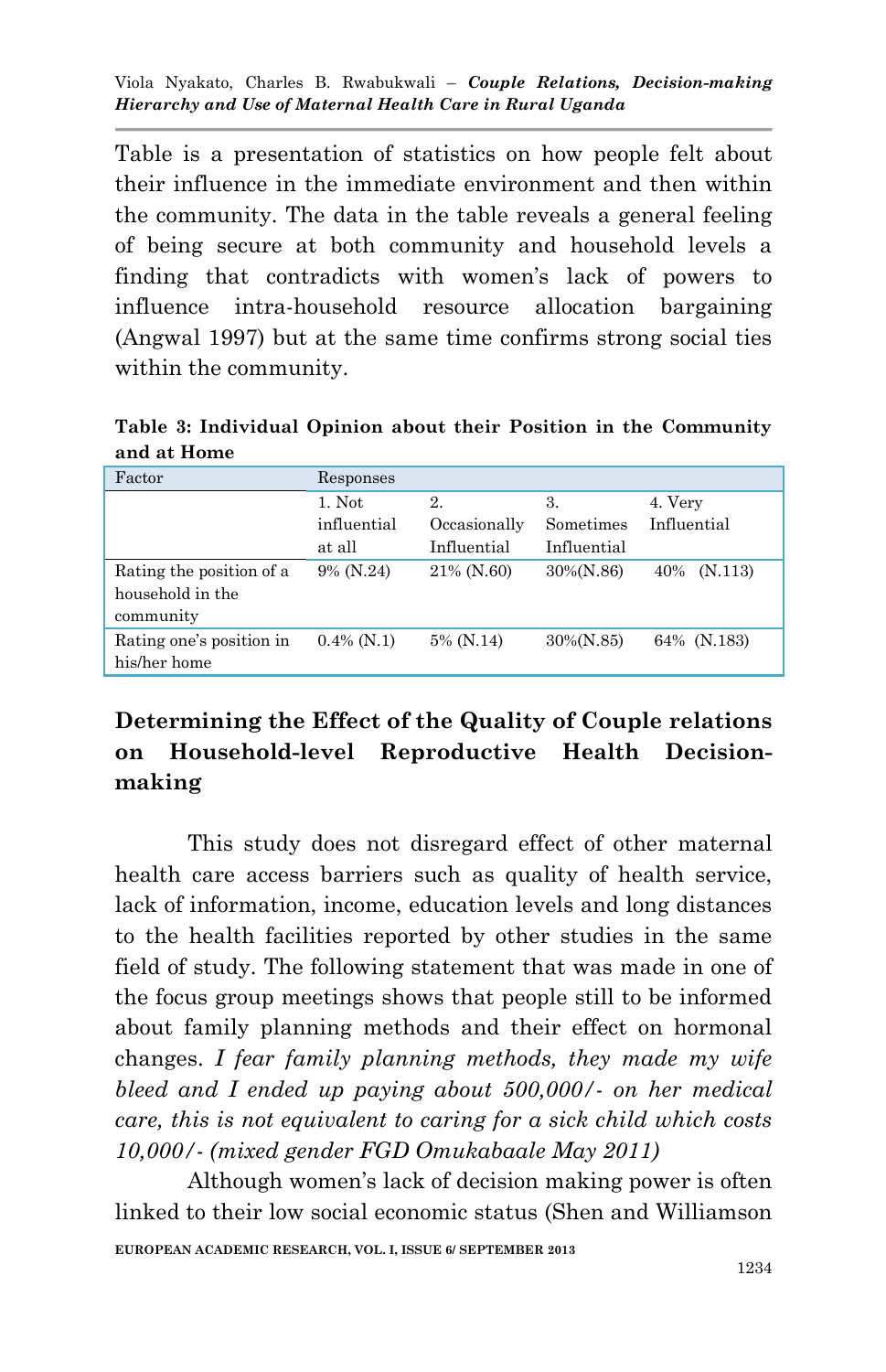Table is a presentation of statistics on how people felt about their influence in the immediate environment and then within the community. The data in the table reveals a general feeling of being secure at both community and household levels a finding that contradicts with women's lack of powers to influence intra-household resource allocation bargaining (Angwal 1997) but at the same time confirms strong social ties within the community.

**Table 3: Individual Opinion about their Position in the Community and at Home**

| Factor | Responses | | | |
|---|---|---|---|---|
| | 1. Not influential at all | 2. Occasionally Influential | 3. Sometimes Influential | 4. Very Influential |
| Rating the position of a household in the community | 9% (N.24) | 21% (N.60) | 30%(N.86) | 40% (N.113) |
| Rating one's position in his/her home | 0.4% (N.1) | 5% (N.14) | 30%(N.85) | 64% (N.183) |

## Determining the Effect of the Quality of Couple relations on Household-level Reproductive Health Decision-making

This study does not disregard effect of other maternal health care access barriers such as quality of health service, lack of information, income, education levels and long distances to the health facilities reported by other studies in the same field of study. The following statement that was made in one of the focus group meetings shows that people still to be informed about family planning methods and their effect on hormonal changes. *I fear family planning methods, they made my wife bleed and I ended up paying about 500,000/- on her medical care, this is not equivalent to caring for a sick child which costs 10,000/- (mixed gender FGD Omukabaale May 2011)*

Although women's lack of decision making power is often linked to their low social economic status (Shen and Williamson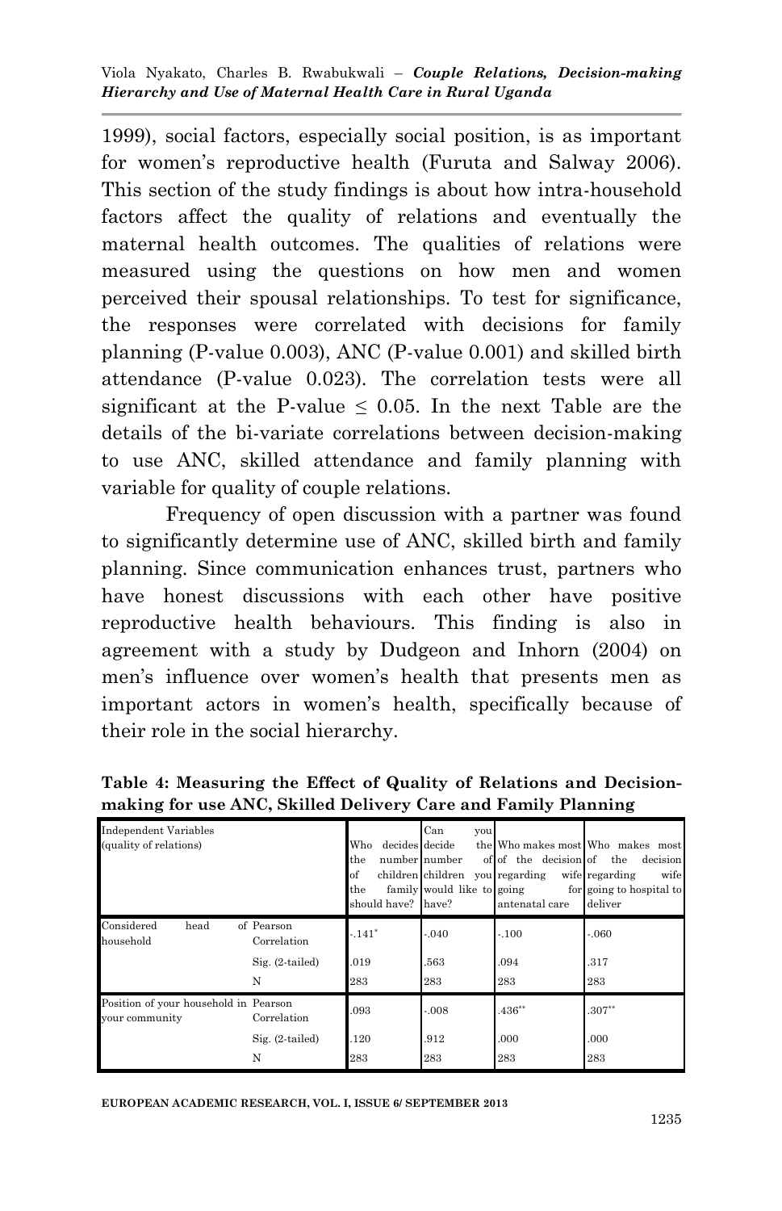1999), social factors, especially social position, is as important for women's reproductive health (Furuta and Salway 2006). This section of the study findings is about how intra-household factors affect the quality of relations and eventually the maternal health outcomes. The qualities of relations were measured using the questions on how men and women perceived their spousal relationships. To test for significance, the responses were correlated with decisions for family planning (P-value 0.003), ANC (P-value 0.001) and skilled birth attendance (P-value 0.023). The correlation tests were all significant at the P-value ≤ 0.05. In the next Table are the details of the bi-variate correlations between decision-making to use ANC, skilled attendance and family planning with variable for quality of couple relations.

Frequency of open discussion with a partner was found to significantly determine use of ANC, skilled birth and family planning. Since communication enhances trust, partners who have honest discussions with each other have positive reproductive health behaviours. This finding is also in agreement with a study by Dudgeon and Inhorn (2004) on men's influence over women's health that presents men as important actors in women's health, specifically because of their role in the social hierarchy.

**Table 4: Measuring the Effect of Quality of Relations and Decision-making for use ANC, Skilled Delivery Care and Family Planning**

| Independent Variables (quality of relations) | | Who decides the number of children the family should have? | Can you decide the number of children you would like to have? | Who makes most of the decision regarding wife going for antenatal care | Who makes most of the decision regarding wife going to hospital to deliver |
|---|---|---|---|---|---|
| Considered head of household | Pearson Correlation | -.141* | -.040 | -.100 | -.060 |
| | Sig. (2-tailed) | .019 | .563 | .094 | .317 |
| | N | 283 | 283 | 283 | 283 |
| Position of your household in your community | Pearson Correlation | .093 | -.008 | .436** | .307** |
| | Sig. (2-tailed) | .120 | .912 | .000 | .000 |
| | N | 283 | 283 | 283 | 283 |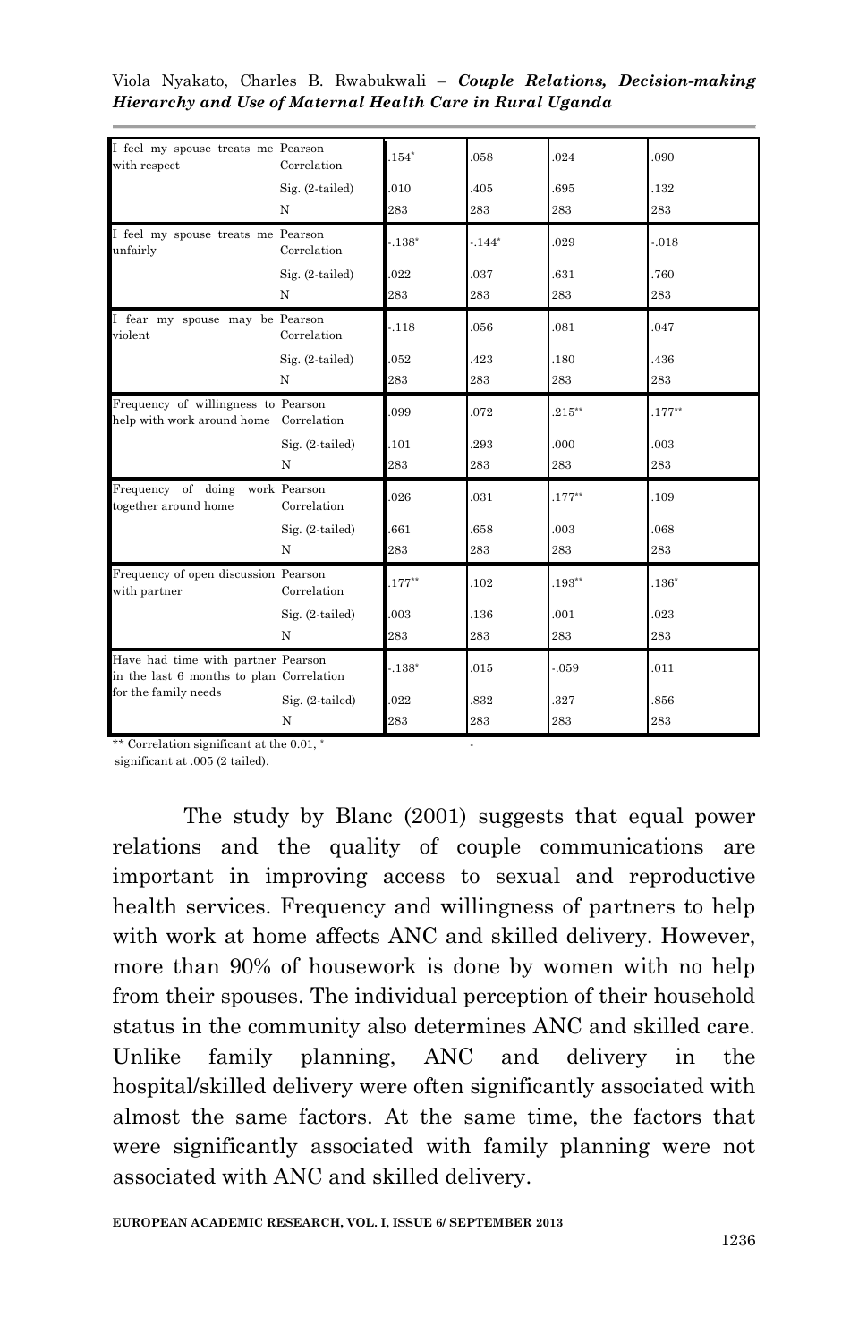| | | | | | |
|---|---|---|---|---|---|
| I feel my spouse treats me with respect | Pearson Correlation | .154* | .058 | .024 | .090 |
| | Sig. (2-tailed) | .010 | .405 | .695 | .132 |
| | N | 283 | 283 | 283 | 283 |
| I feel my spouse treats me unfairly | Pearson Correlation | -.138* | -.144* | .029 | -.018 |
| | Sig. (2-tailed) | .022 | .037 | .631 | .760 |
| | N | 283 | 283 | 283 | 283 |
| I fear my spouse may be violent | Pearson Correlation | -.118 | .056 | .081 | .047 |
| | Sig. (2-tailed) | .052 | .423 | .180 | .436 |
| | N | 283 | 283 | 283 | 283 |
| Frequency of willingness to help with work around home | Pearson Correlation | .099 | .072 | .215** | .177** |
| | Sig. (2-tailed) | .101 | .293 | .000 | .003 |
| | N | 283 | 283 | 283 | 283 |
| Frequency of doing work together around home | Pearson Correlation | .026 | .031 | .177** | .109 |
| | Sig. (2-tailed) | .661 | .658 | .003 | .068 |
| | N | 283 | 283 | 283 | 283 |
| Frequency of open discussion with partner | Pearson Correlation | .177** | .102 | .193** | .136* |
| | Sig. (2-tailed) | .003 | .136 | .001 | .023 |
| | N | 283 | 283 | 283 | 283 |
| Have had time with partner in the last 6 months to plan for the family needs | Pearson Correlation | -.138* | .015 | -.059 | .011 |
| | Sig. (2-tailed) | .022 | .832 | .327 | .856 |
| | N | 283 | 283 | 283 | 283 |

** Correlation significant at the 0.01, * significant at .005 (2 tailed).

The study by Blanc (2001) suggests that equal power relations and the quality of couple communications are important in improving access to sexual and reproductive health services. Frequency and willingness of partners to help with work at home affects ANC and skilled delivery. However, more than 90% of housework is done by women with no help from their spouses. The individual perception of their household status in the community also determines ANC and skilled care. Unlike family planning, ANC and delivery in the hospital/skilled delivery were often significantly associated with almost the same factors. At the same time, the factors that were significantly associated with family planning were not associated with ANC and skilled delivery.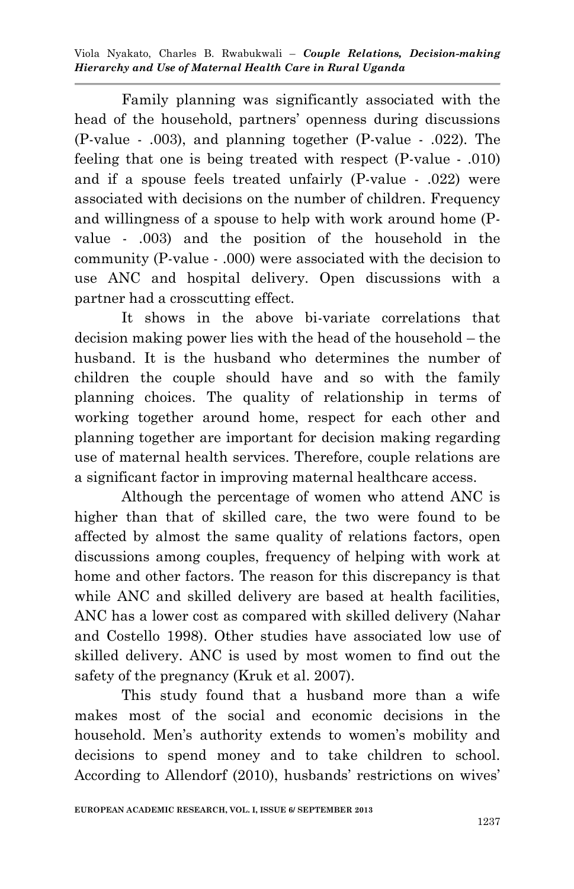Family planning was significantly associated with the head of the household, partners' openness during discussions (P-value - .003), and planning together (P-value - .022). The feeling that one is being treated with respect (P-value - .010) and if a spouse feels treated unfairly (P-value - .022) were associated with decisions on the number of children. Frequency and willingness of a spouse to help with work around home (P-value - .003) and the position of the household in the community (P-value - .000) were associated with the decision to use ANC and hospital delivery. Open discussions with a partner had a crosscutting effect.

It shows in the above bi-variate correlations that decision making power lies with the head of the household – the husband. It is the husband who determines the number of children the couple should have and so with the family planning choices. The quality of relationship in terms of working together around home, respect for each other and planning together are important for decision making regarding use of maternal health services. Therefore, couple relations are a significant factor in improving maternal healthcare access.

Although the percentage of women who attend ANC is higher than that of skilled care, the two were found to be affected by almost the same quality of relations factors, open discussions among couples, frequency of helping with work at home and other factors. The reason for this discrepancy is that while ANC and skilled delivery are based at health facilities, ANC has a lower cost as compared with skilled delivery (Nahar and Costello 1998). Other studies have associated low use of skilled delivery. ANC is used by most women to find out the safety of the pregnancy (Kruk et al. 2007).

This study found that a husband more than a wife makes most of the social and economic decisions in the household. Men's authority extends to women's mobility and decisions to spend money and to take children to school. According to Allendorf (2010), husbands' restrictions on wives'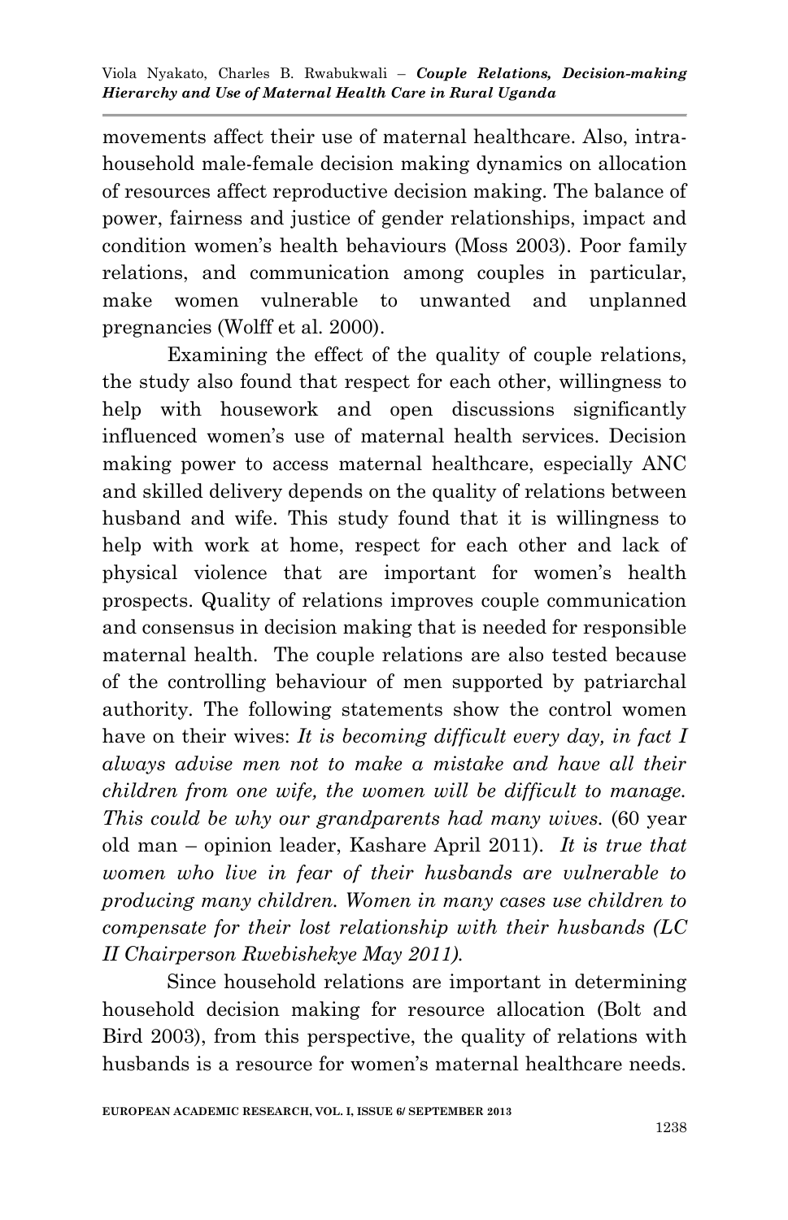movements affect their use of maternal healthcare. Also, intra-household male-female decision making dynamics on allocation of resources affect reproductive decision making. The balance of power, fairness and justice of gender relationships, impact and condition women's health behaviours (Moss 2003). Poor family relations, and communication among couples in particular, make women vulnerable to unwanted and unplanned pregnancies (Wolff et al. 2000).

Examining the effect of the quality of couple relations, the study also found that respect for each other, willingness to help with housework and open discussions significantly influenced women's use of maternal health services. Decision making power to access maternal healthcare, especially ANC and skilled delivery depends on the quality of relations between husband and wife. This study found that it is willingness to help with work at home, respect for each other and lack of physical violence that are important for women's health prospects. Quality of relations improves couple communication and consensus in decision making that is needed for responsible maternal health. The couple relations are also tested because of the controlling behaviour of men supported by patriarchal authority. The following statements show the control women have on their wives: *It is becoming difficult every day, in fact I always advise men not to make a mistake and have all their children from one wife, the women will be difficult to manage. This could be why our grandparents had many wives.* (60 year old man – opinion leader, Kashare April 2011). *It is true that women who live in fear of their husbands are vulnerable to producing many children. Women in many cases use children to compensate for their lost relationship with their husbands (LC II Chairperson Rwebishekye May 2011).*

Since household relations are important in determining household decision making for resource allocation (Bolt and Bird 2003), from this perspective, the quality of relations with husbands is a resource for women's maternal healthcare needs.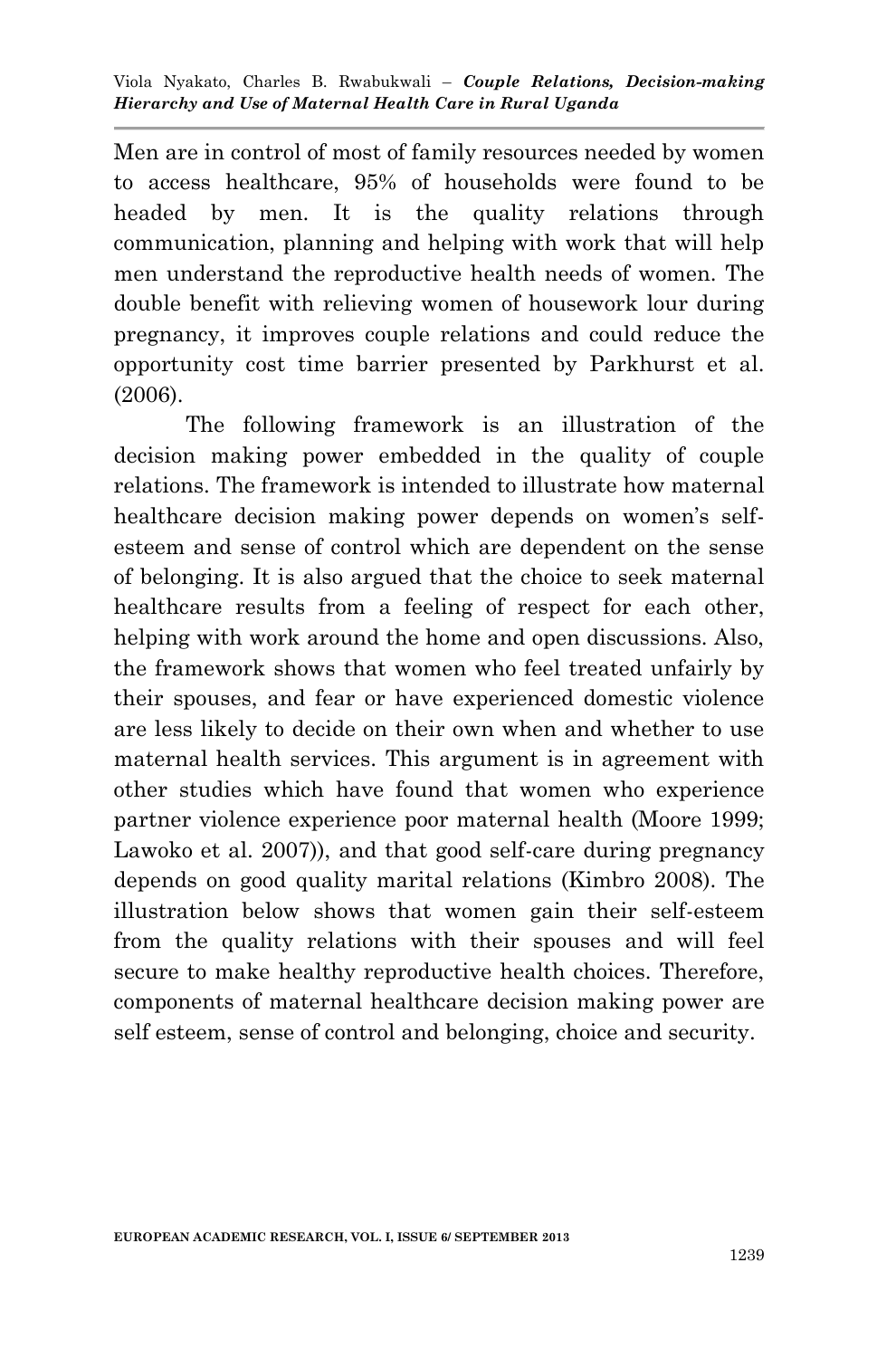Men are in control of most of family resources needed by women to access healthcare, 95% of households were found to be headed by men. It is the quality relations through communication, planning and helping with work that will help men understand the reproductive health needs of women. The double benefit with relieving women of housework lour during pregnancy, it improves couple relations and could reduce the opportunity cost time barrier presented by Parkhurst et al. (2006).

The following framework is an illustration of the decision making power embedded in the quality of couple relations. The framework is intended to illustrate how maternal healthcare decision making power depends on women's self-esteem and sense of control which are dependent on the sense of belonging. It is also argued that the choice to seek maternal healthcare results from a feeling of respect for each other, helping with work around the home and open discussions. Also, the framework shows that women who feel treated unfairly by their spouses, and fear or have experienced domestic violence are less likely to decide on their own when and whether to use maternal health services. This argument is in agreement with other studies which have found that women who experience partner violence experience poor maternal health (Moore 1999; Lawoko et al. 2007)), and that good self-care during pregnancy depends on good quality marital relations (Kimbro 2008). The illustration below shows that women gain their self-esteem from the quality relations with their spouses and will feel secure to make healthy reproductive health choices. Therefore, components of maternal healthcare decision making power are self esteem, sense of control and belonging, choice and security.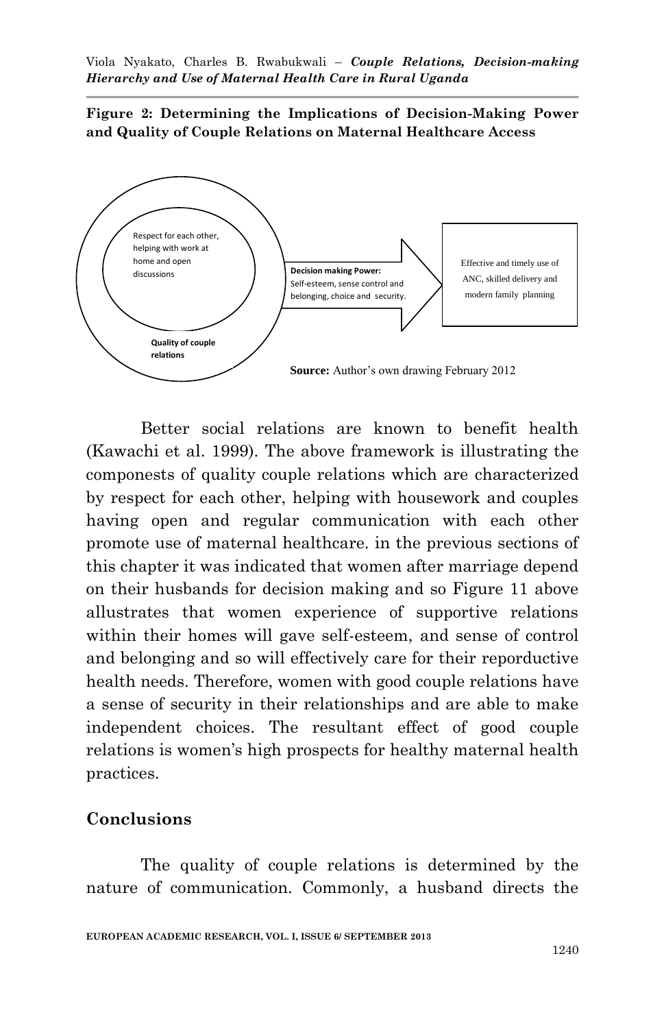**Figure 2: Determining the Implications of Decision-Making Power and Quality of Couple Relations on Maternal Healthcare Access**

Respect for each other, helping with work at home and open discussions

**Quality of couple relations**

**Decision making Power:** Self-esteem, sense control and belonging, choice and security.

Effective and timely use of ANC, skilled delivery and modern family planning

**Source:** Author's own drawing February 2012

Better social relations are known to benefit health (Kawachi et al. 1999). The above framework is illustrating the componests of quality couple relations which are characterized by respect for each other, helping with housework and couples having open and regular communication with each other promote use of maternal healthcare. in the previous sections of this chapter it was indicated that women after marriage depend on their husbands for decision making and so Figure 11 above allustrates that women experience of supportive relations within their homes will gave self-esteem, and sense of control and belonging and so will effectively care for their reporductive health needs. Therefore, women with good couple relations have a sense of security in their relationships and are able to make independent choices. The resultant effect of good couple relations is women's high prospects for healthy maternal health practices.

## Conclusions

The quality of couple relations is determined by the nature of communication. Commonly, a husband directs the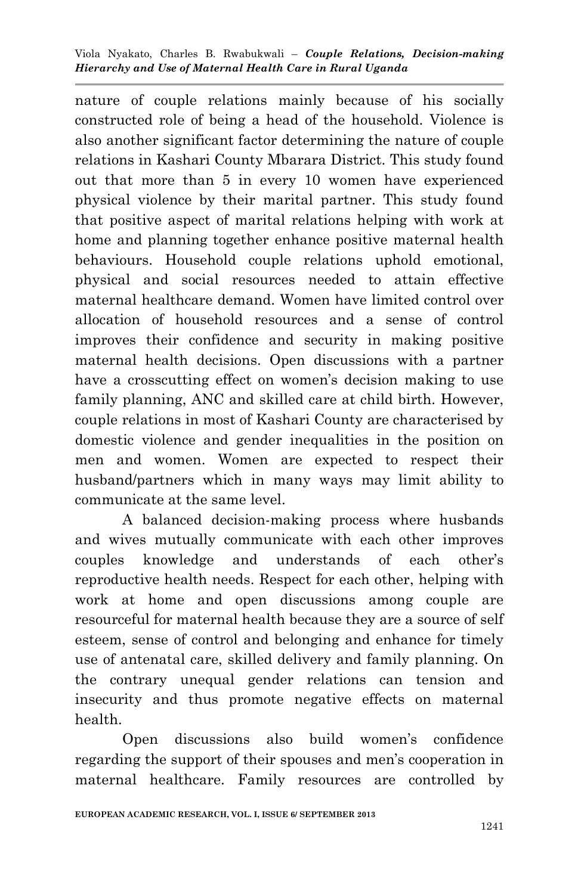nature of couple relations mainly because of his socially constructed role of being a head of the household. Violence is also another significant factor determining the nature of couple relations in Kashari County Mbarara District. This study found out that more than 5 in every 10 women have experienced physical violence by their marital partner. This study found that positive aspect of marital relations helping with work at home and planning together enhance positive maternal health behaviours. Household couple relations uphold emotional, physical and social resources needed to attain effective maternal healthcare demand. Women have limited control over allocation of household resources and a sense of control improves their confidence and security in making positive maternal health decisions. Open discussions with a partner have a crosscutting effect on women's decision making to use family planning, ANC and skilled care at child birth. However, couple relations in most of Kashari County are characterised by domestic violence and gender inequalities in the position on men and women. Women are expected to respect their husband/partners which in many ways may limit ability to communicate at the same level.

A balanced decision-making process where husbands and wives mutually communicate with each other improves couples knowledge and understands of each other's reproductive health needs. Respect for each other, helping with work at home and open discussions among couple are resourceful for maternal health because they are a source of self esteem, sense of control and belonging and enhance for timely use of antenatal care, skilled delivery and family planning. On the contrary unequal gender relations can tension and insecurity and thus promote negative effects on maternal health.

Open discussions also build women's confidence regarding the support of their spouses and men's cooperation in maternal healthcare. Family resources are controlled by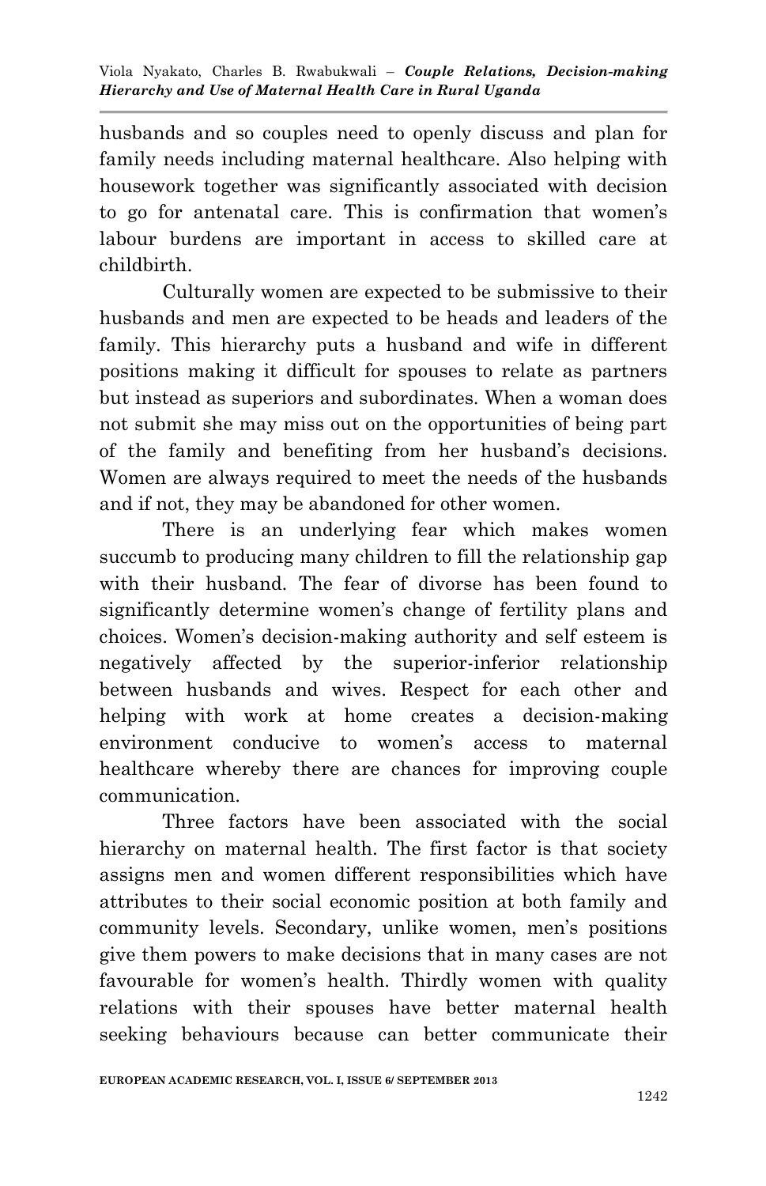husbands and so couples need to openly discuss and plan for family needs including maternal healthcare. Also helping with housework together was significantly associated with decision to go for antenatal care. This is confirmation that women's labour burdens are important in access to skilled care at childbirth.

Culturally women are expected to be submissive to their husbands and men are expected to be heads and leaders of the family. This hierarchy puts a husband and wife in different positions making it difficult for spouses to relate as partners but instead as superiors and subordinates. When a woman does not submit she may miss out on the opportunities of being part of the family and benefiting from her husband's decisions. Women are always required to meet the needs of the husbands and if not, they may be abandoned for other women.

There is an underlying fear which makes women succumb to producing many children to fill the relationship gap with their husband. The fear of divorse has been found to significantly determine women's change of fertility plans and choices. Women's decision-making authority and self esteem is negatively affected by the superior-inferior relationship between husbands and wives. Respect for each other and helping with work at home creates a decision-making environment conducive to women's access to maternal healthcare whereby there are chances for improving couple communication.

Three factors have been associated with the social hierarchy on maternal health. The first factor is that society assigns men and women different responsibilities which have attributes to their social economic position at both family and community levels. Secondary, unlike women, men's positions give them powers to make decisions that in many cases are not favourable for women's health. Thirdly women with quality relations with their spouses have better maternal health seeking behaviours because can better communicate their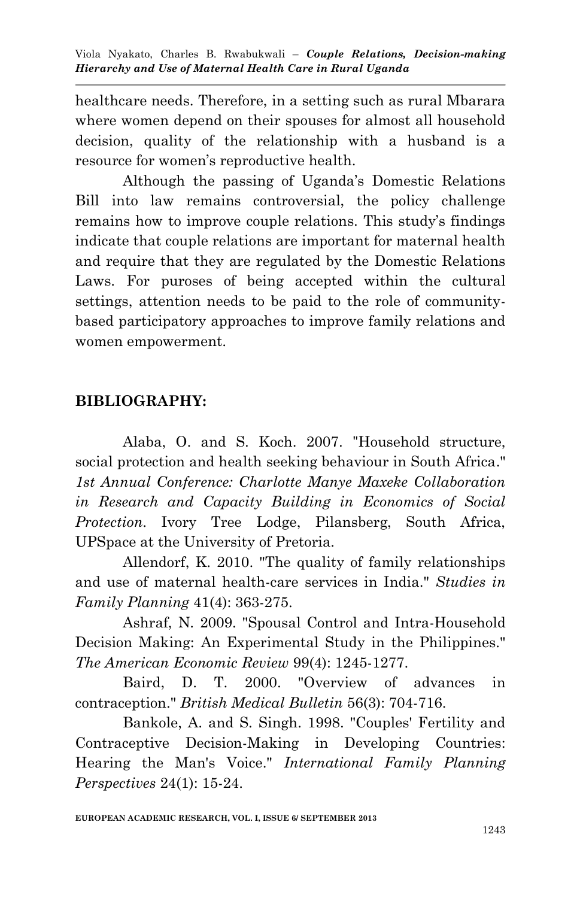healthcare needs. Therefore, in a setting such as rural Mbarara where women depend on their spouses for almost all household decision, quality of the relationship with a husband is a resource for women's reproductive health.

Although the passing of Uganda's Domestic Relations Bill into law remains controversial, the policy challenge remains how to improve couple relations. This study's findings indicate that couple relations are important for maternal health and require that they are regulated by the Domestic Relations Laws. For puroses of being accepted within the cultural settings, attention needs to be paid to the role of community-based participatory approaches to improve family relations and women empowerment.

## BIBLIOGRAPHY:

Alaba, O. and S. Koch. 2007. "Household structure, social protection and health seeking behaviour in South Africa." *1st Annual Conference: Charlotte Manye Maxeke Collaboration in Research and Capacity Building in Economics of Social Protection*. Ivory Tree Lodge, Pilansberg, South Africa, UPSpace at the University of Pretoria.

Allendorf, K. 2010. "The quality of family relationships and use of maternal health-care services in India." *Studies in Family Planning* 41(4): 363-275.

Ashraf, N. 2009. "Spousal Control and Intra-Household Decision Making: An Experimental Study in the Philippines." *The American Economic Review* 99(4): 1245-1277.

Baird, D. T. 2000. "Overview of advances in contraception." *British Medical Bulletin* 56(3): 704-716.

Bankole, A. and S. Singh. 1998. "Couples' Fertility and Contraceptive Decision-Making in Developing Countries: Hearing the Man's Voice." *International Family Planning Perspectives* 24(1): 15-24.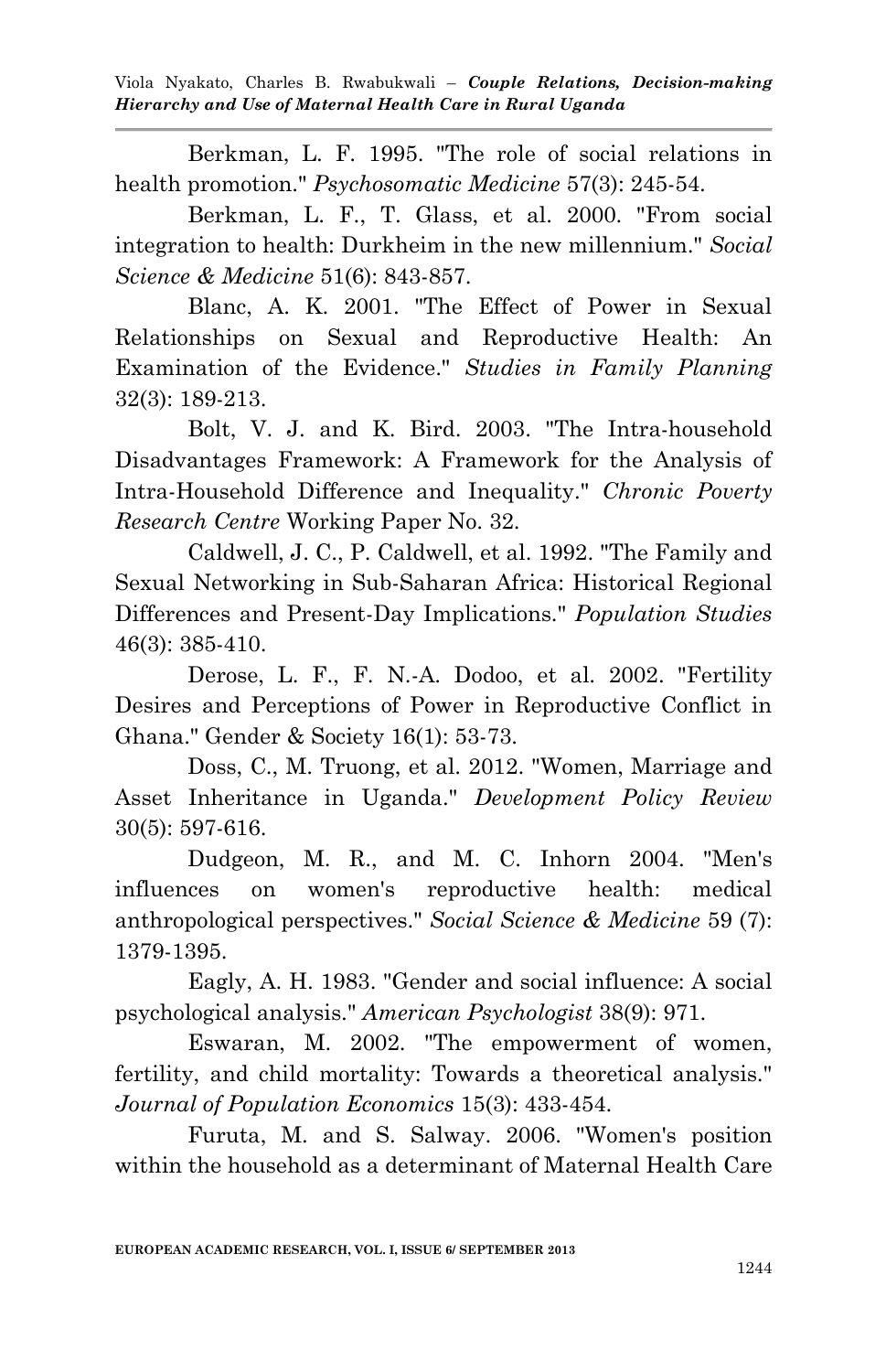Berkman, L. F. 1995. "The role of social relations in health promotion." *Psychosomatic Medicine* 57(3): 245-54.

Berkman, L. F., T. Glass, et al. 2000. "From social integration to health: Durkheim in the new millennium." *Social Science & Medicine* 51(6): 843-857.

Blanc, A. K. 2001. "The Effect of Power in Sexual Relationships on Sexual and Reproductive Health: An Examination of the Evidence." *Studies in Family Planning* 32(3): 189-213.

Bolt, V. J. and K. Bird. 2003. "The Intra-household Disadvantages Framework: A Framework for the Analysis of Intra-Household Difference and Inequality." *Chronic Poverty Research Centre* Working Paper No. 32.

Caldwell, J. C., P. Caldwell, et al. 1992. "The Family and Sexual Networking in Sub-Saharan Africa: Historical Regional Differences and Present-Day Implications." *Population Studies* 46(3): 385-410.

Derose, L. F., F. N.-A. Dodoo, et al. 2002. "Fertility Desires and Perceptions of Power in Reproductive Conflict in Ghana." Gender & Society 16(1): 53-73.

Doss, C., M. Truong, et al. 2012. "Women, Marriage and Asset Inheritance in Uganda." *Development Policy Review* 30(5): 597-616.

Dudgeon, M. R., and M. C. Inhorn 2004. "Men's influences on women's reproductive health: medical anthropological perspectives." *Social Science & Medicine* 59 (7): 1379-1395.

Eagly, A. H. 1983. "Gender and social influence: A social psychological analysis." *American Psychologist* 38(9): 971.

Eswaran, M. 2002. "The empowerment of women, fertility, and child mortality: Towards a theoretical analysis." *Journal of Population Economics* 15(3): 433-454.

Furuta, M. and S. Salway. 2006. "Women's position within the household as a determinant of Maternal Health Care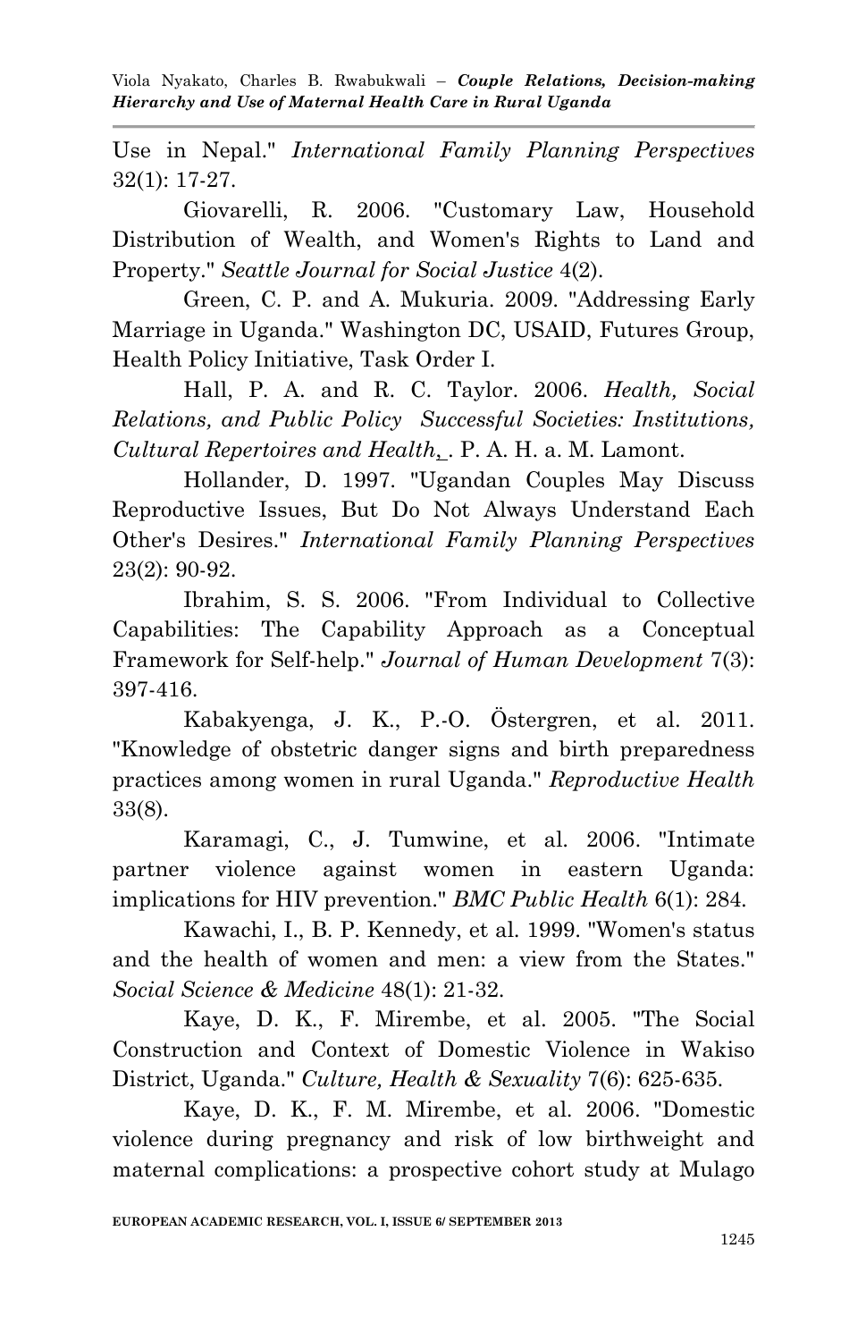Use in Nepal." *International Family Planning Perspectives* 32(1): 17-27.

Giovarelli, R. 2006. "Customary Law, Household Distribution of Wealth, and Women's Rights to Land and Property." *Seattle Journal for Social Justice* 4(2).

Green, C. P. and A. Mukuria. 2009. "Addressing Early Marriage in Uganda." Washington DC, USAID, Futures Group, Health Policy Initiative, Task Order I.

Hall, P. A. and R. C. Taylor. 2006. *Health, Social Relations, and Public Policy Successful Societies: Institutions, Cultural Repertoires and Health*, . P. A. H. a. M. Lamont.

Hollander, D. 1997. "Ugandan Couples May Discuss Reproductive Issues, But Do Not Always Understand Each Other's Desires." *International Family Planning Perspectives* 23(2): 90-92.

Ibrahim, S. S. 2006. "From Individual to Collective Capabilities: The Capability Approach as a Conceptual Framework for Self-help." *Journal of Human Development* 7(3): 397-416.

Kabakyenga, J. K., P.-O. Östergren, et al. 2011. "Knowledge of obstetric danger signs and birth preparedness practices among women in rural Uganda." *Reproductive Health* 33(8).

Karamagi, C., J. Tumwine, et al. 2006. "Intimate partner violence against women in eastern Uganda: implications for HIV prevention." *BMC Public Health* 6(1): 284.

Kawachi, I., B. P. Kennedy, et al. 1999. "Women's status and the health of women and men: a view from the States." *Social Science & Medicine* 48(1): 21-32.

Kaye, D. K., F. Mirembe, et al. 2005. "The Social Construction and Context of Domestic Violence in Wakiso District, Uganda." *Culture, Health & Sexuality* 7(6): 625-635.

Kaye, D. K., F. M. Mirembe, et al. 2006. "Domestic violence during pregnancy and risk of low birthweight and maternal complications: a prospective cohort study at Mulago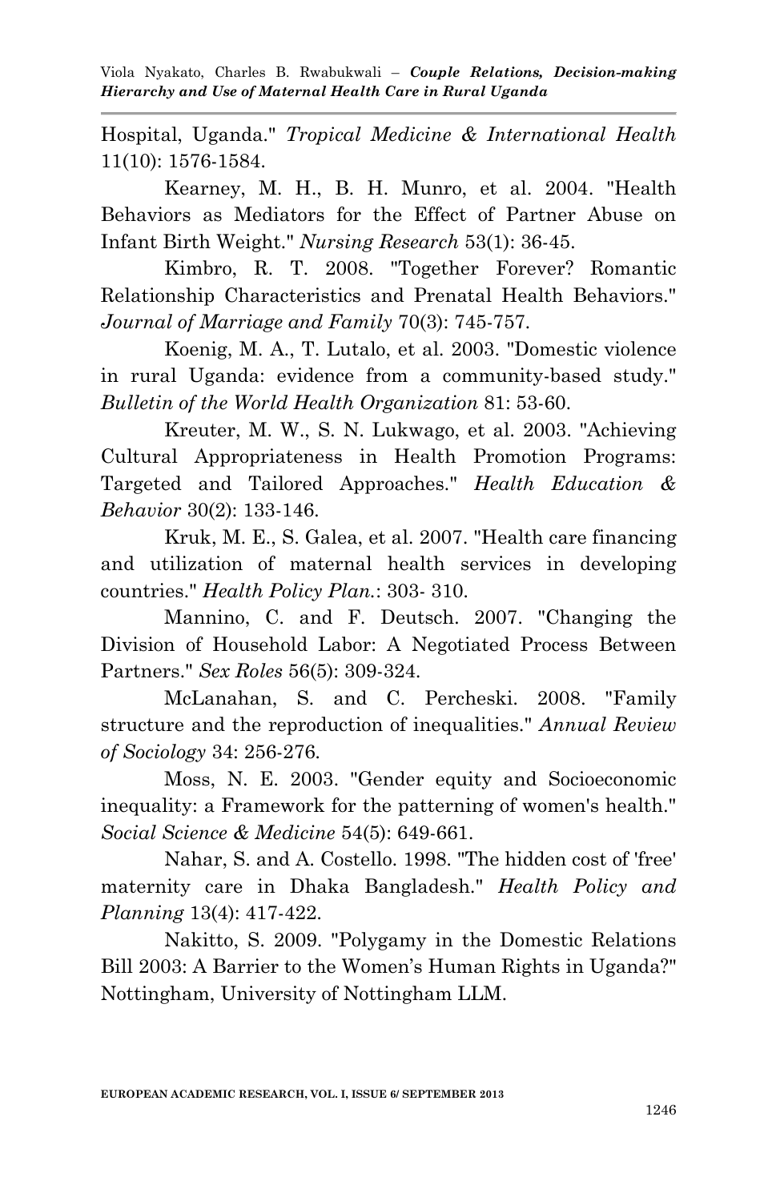Hospital, Uganda." *Tropical Medicine & International Health* 11(10): 1576-1584.

Kearney, M. H., B. H. Munro, et al. 2004. "Health Behaviors as Mediators for the Effect of Partner Abuse on Infant Birth Weight." *Nursing Research* 53(1): 36-45.

Kimbro, R. T. 2008. "Together Forever? Romantic Relationship Characteristics and Prenatal Health Behaviors." *Journal of Marriage and Family* 70(3): 745-757.

Koenig, M. A., T. Lutalo, et al. 2003. "Domestic violence in rural Uganda: evidence from a community-based study." *Bulletin of the World Health Organization* 81: 53-60.

Kreuter, M. W., S. N. Lukwago, et al. 2003. "Achieving Cultural Appropriateness in Health Promotion Programs: Targeted and Tailored Approaches." *Health Education & Behavior* 30(2): 133-146.

Kruk, M. E., S. Galea, et al. 2007. "Health care financing and utilization of maternal health services in developing countries." *Health Policy Plan.*: 303- 310.

Mannino, C. and F. Deutsch. 2007. "Changing the Division of Household Labor: A Negotiated Process Between Partners." *Sex Roles* 56(5): 309-324.

McLanahan, S. and C. Percheski. 2008. "Family structure and the reproduction of inequalities." *Annual Review of Sociology* 34: 256-276.

Moss, N. E. 2003. "Gender equity and Socioeconomic inequality: a Framework for the patterning of women's health." *Social Science & Medicine* 54(5): 649-661.

Nahar, S. and A. Costello. 1998. "The hidden cost of 'free' maternity care in Dhaka Bangladesh." *Health Policy and Planning* 13(4): 417-422.

Nakitto, S. 2009. "Polygamy in the Domestic Relations Bill 2003: A Barrier to the Women's Human Rights in Uganda?" Nottingham, University of Nottingham LLM.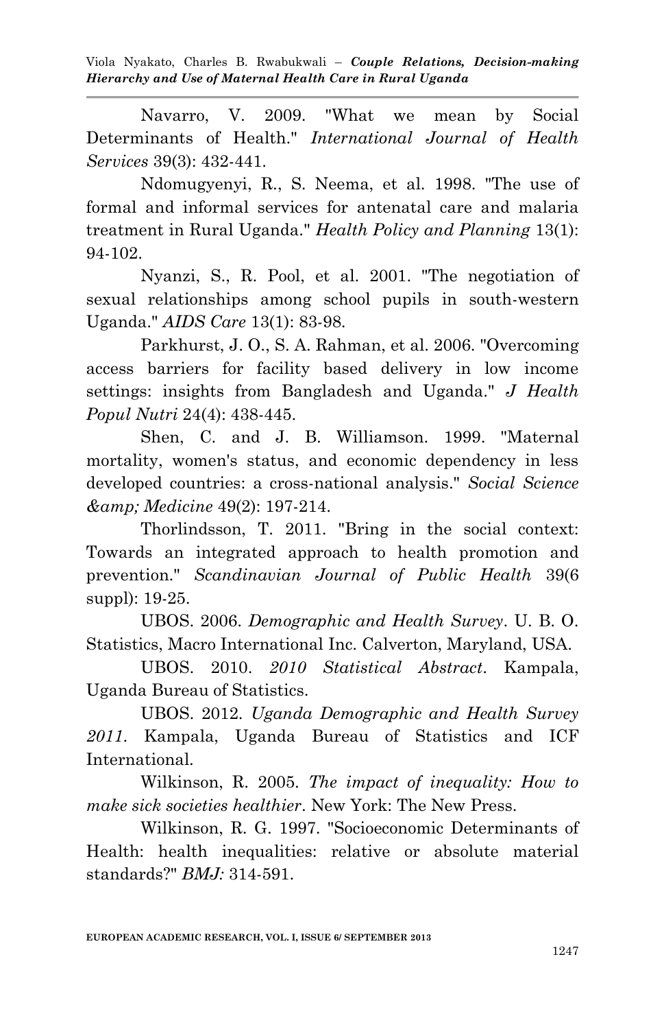Navarro, V. 2009. "What we mean by Social Determinants of Health." *International Journal of Health Services* 39(3): 432-441.

Ndomugyenyi, R., S. Neema, et al. 1998. "The use of formal and informal services for antenatal care and malaria treatment in Rural Uganda." *Health Policy and Planning* 13(1): 94-102.

Nyanzi, S., R. Pool, et al. 2001. "The negotiation of sexual relationships among school pupils in south-western Uganda." *AIDS Care* 13(1): 83-98.

Parkhurst, J. O., S. A. Rahman, et al. 2006. "Overcoming access barriers for facility based delivery in low income settings: insights from Bangladesh and Uganda." *J Health Popul Nutri* 24(4): 438-445.

Shen, C. and J. B. Williamson. 1999. "Maternal mortality, women's status, and economic dependency in less developed countries: a cross-national analysis." *Social Science &amp; Medicine* 49(2): 197-214.

Thorlindsson, T. 2011. "Bring in the social context: Towards an integrated approach to health promotion and prevention." *Scandinavian Journal of Public Health* 39(6 suppl): 19-25.

UBOS. 2006. *Demographic and Health Survey*. U. B. O. Statistics, Macro International Inc. Calverton, Maryland, USA.

UBOS. 2010. *2010 Statistical Abstract*. Kampala, Uganda Bureau of Statistics.

UBOS. 2012. *Uganda Demographic and Health Survey 2011*. Kampala, Uganda Bureau of Statistics and ICF International.

Wilkinson, R. 2005. *The impact of inequality: How to make sick societies healthier*. New York: The New Press.

Wilkinson, R. G. 1997. "Socioeconomic Determinants of Health: health inequalities: relative or absolute material standards?" *BMJ:* 314-591.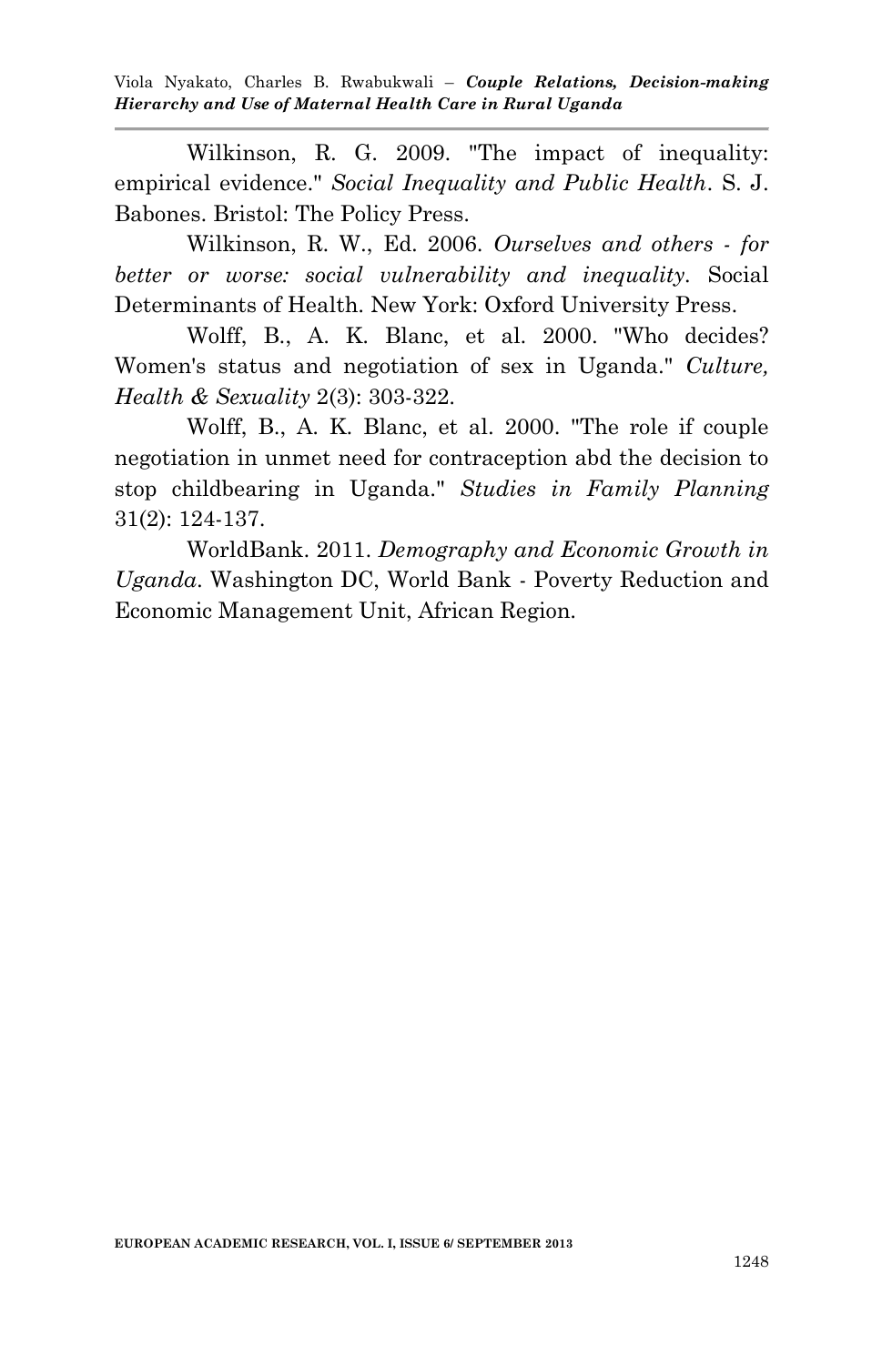Wilkinson, R. G. 2009. "The impact of inequality: empirical evidence." *Social Inequality and Public Health*. S. J. Babones. Bristol: The Policy Press.

Wilkinson, R. W., Ed. 2006. *Ourselves and others - for better or worse: social vulnerability and inequality*. Social Determinants of Health. New York: Oxford University Press.

Wolff, B., A. K. Blanc, et al. 2000. "Who decides? Women's status and negotiation of sex in Uganda." *Culture, Health & Sexuality* 2(3): 303-322.

Wolff, B., A. K. Blanc, et al. 2000. "The role if couple negotiation in unmet need for contraception abd the decision to stop childbearing in Uganda." *Studies in Family Planning* 31(2): 124-137.

WorldBank. 2011. *Demography and Economic Growth in Uganda*. Washington DC, World Bank - Poverty Reduction and Economic Management Unit, African Region.